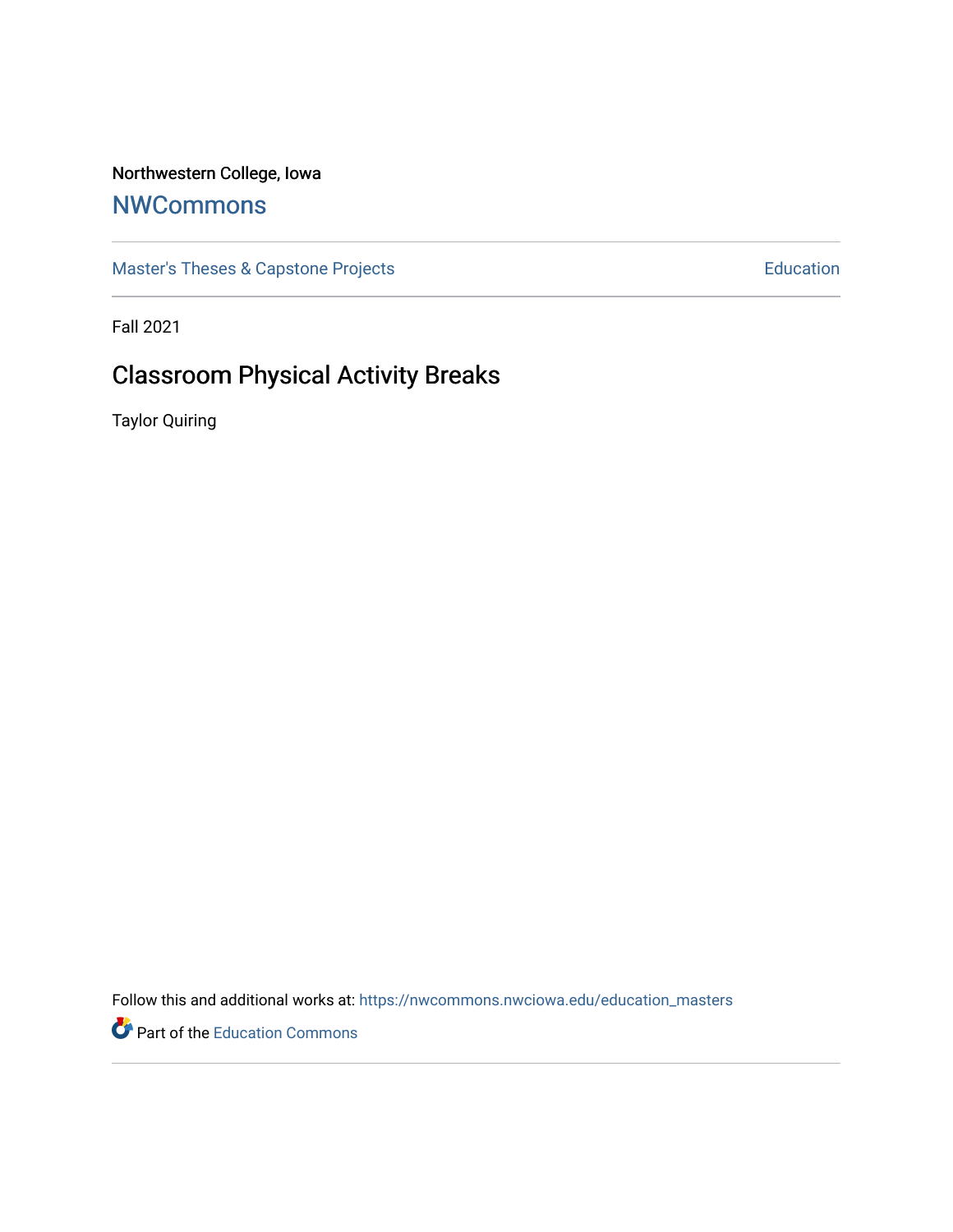Northwestern College, Iowa

# NWCommons

Master's Theses & Capstone Projects

Education

Fall 2021

## Classroom Physical Activity Breaks

Taylor Quiring

Follow this and additional works at: https://nwcommons.nwciowa.edu/education_masters

Part of the Education Commons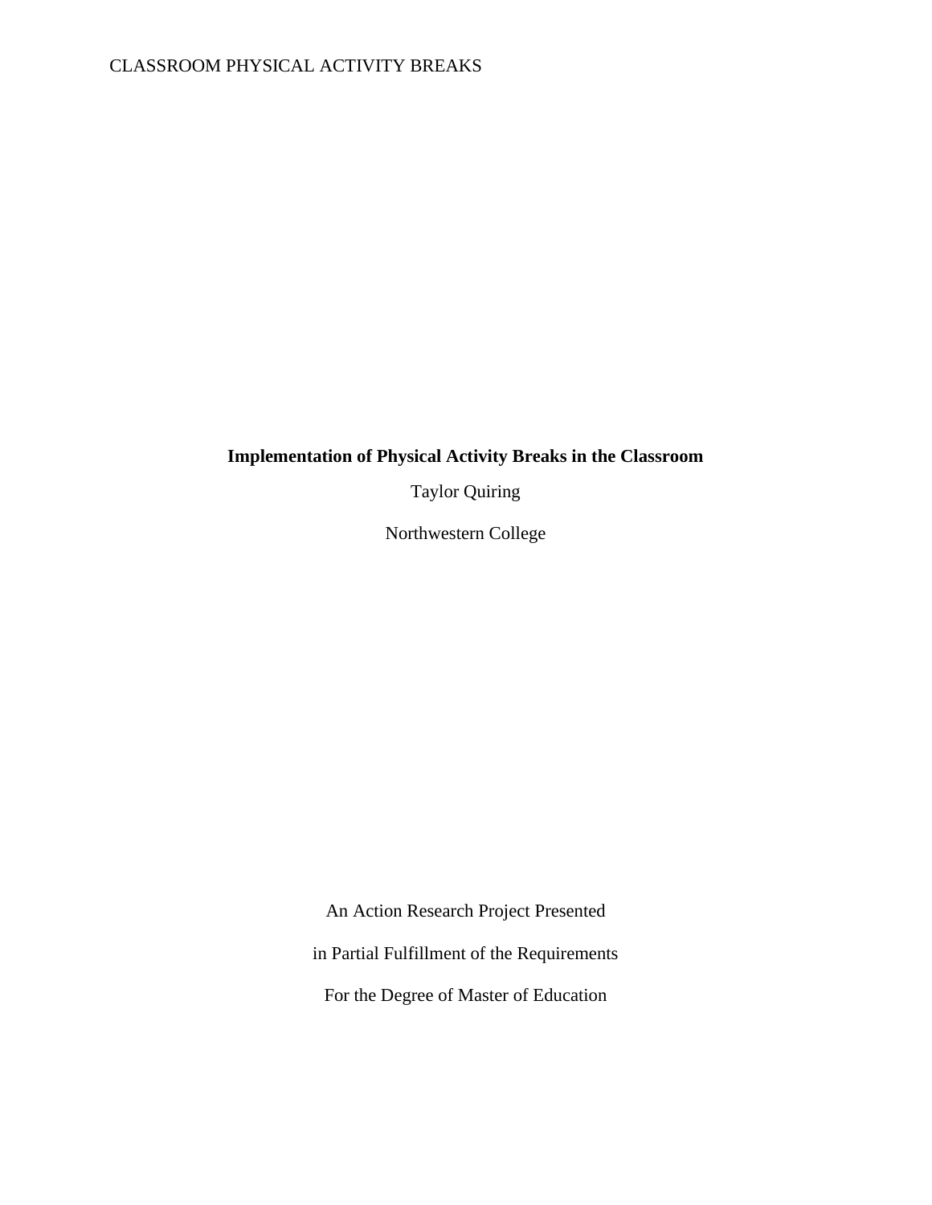**Implementation of Physical Activity Breaks in the Classroom**

Taylor Quiring

Northwestern College

An Action Research Project Presented

in Partial Fulfillment of the Requirements

For the Degree of Master of Education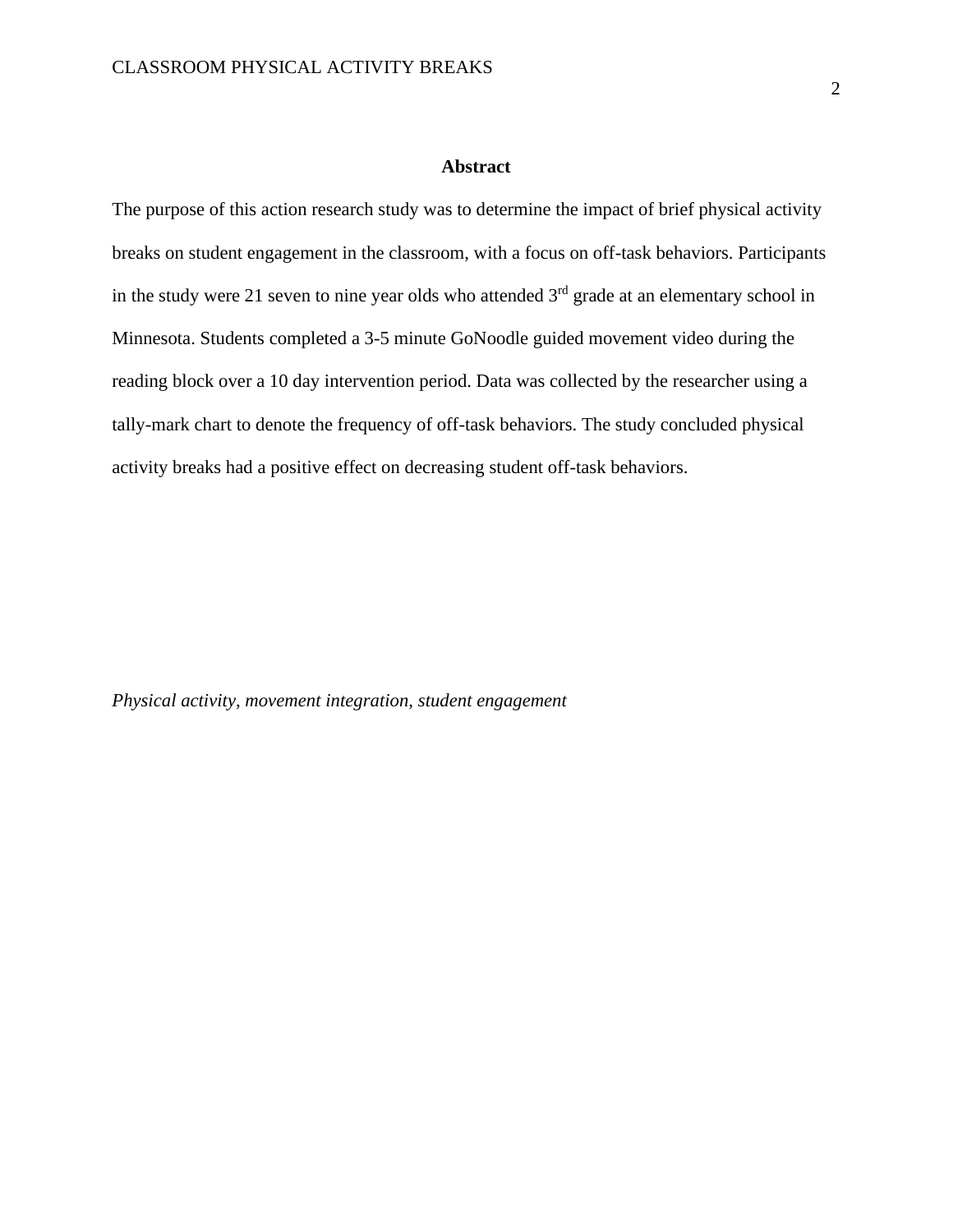## Abstract

The purpose of this action research study was to determine the impact of brief physical activity breaks on student engagement in the classroom, with a focus on off-task behaviors. Participants in the study were 21 seven to nine year olds who attended 3rd grade at an elementary school in Minnesota. Students completed a 3-5 minute GoNoodle guided movement video during the reading block over a 10 day intervention period. Data was collected by the researcher using a tally-mark chart to denote the frequency of off-task behaviors. The study concluded physical activity breaks had a positive effect on decreasing student off-task behaviors.

*Physical activity, movement integration, student engagement*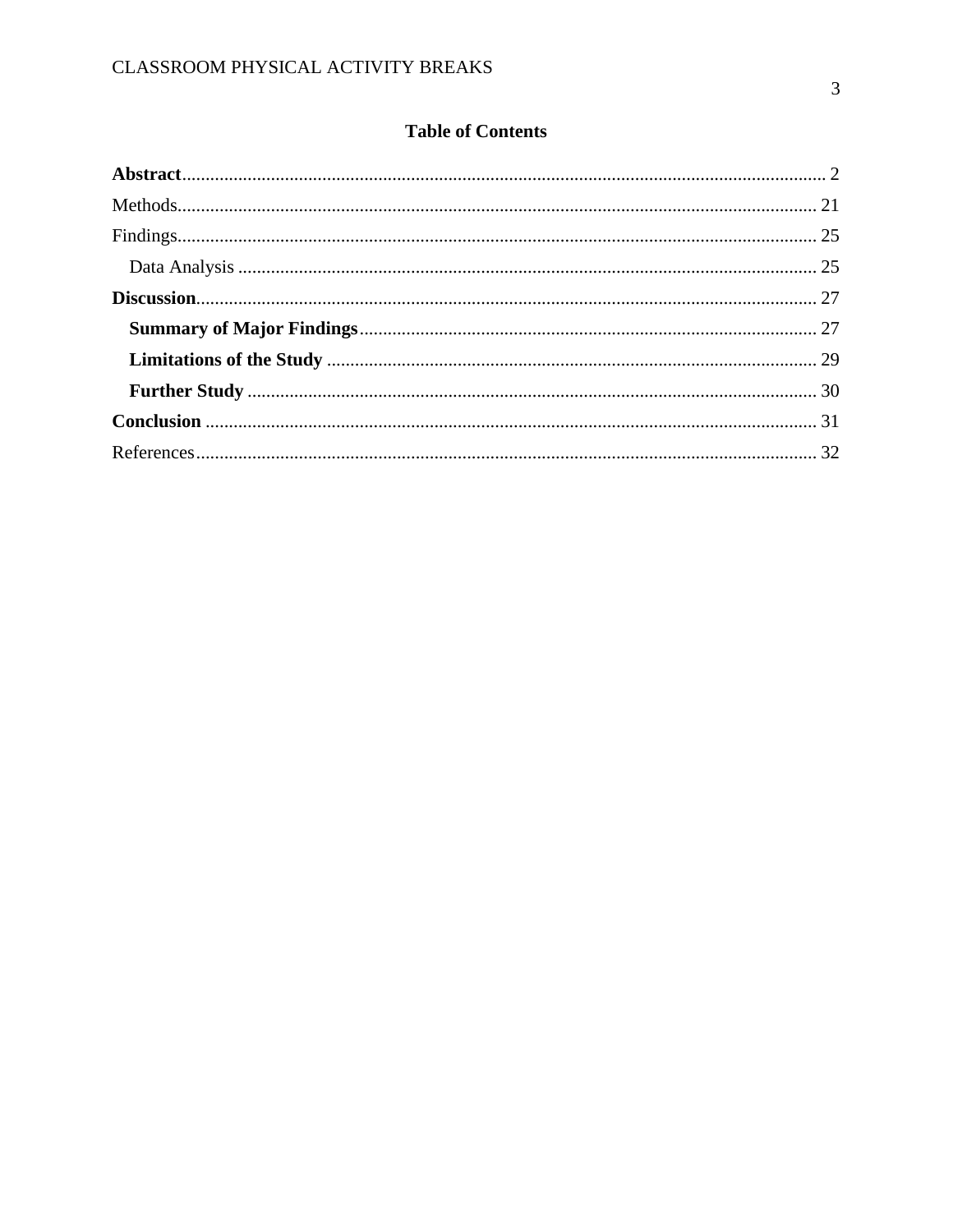# Table of Contents

**Abstract**........................................................................................................................................ 2

Methods........................................................................................................................................ 21

Findings........................................................................................................................................ 25

Data Analysis ........................................................................................................................... 25

**Discussion**.................................................................................................................................... 27

**Summary of Major Findings**................................................................................................. 27

**Limitations of the Study** ........................................................................................................ 29

**Further Study** ......................................................................................................................... 30

**Conclusion** .................................................................................................................................. 31

References.................................................................................................................................... 32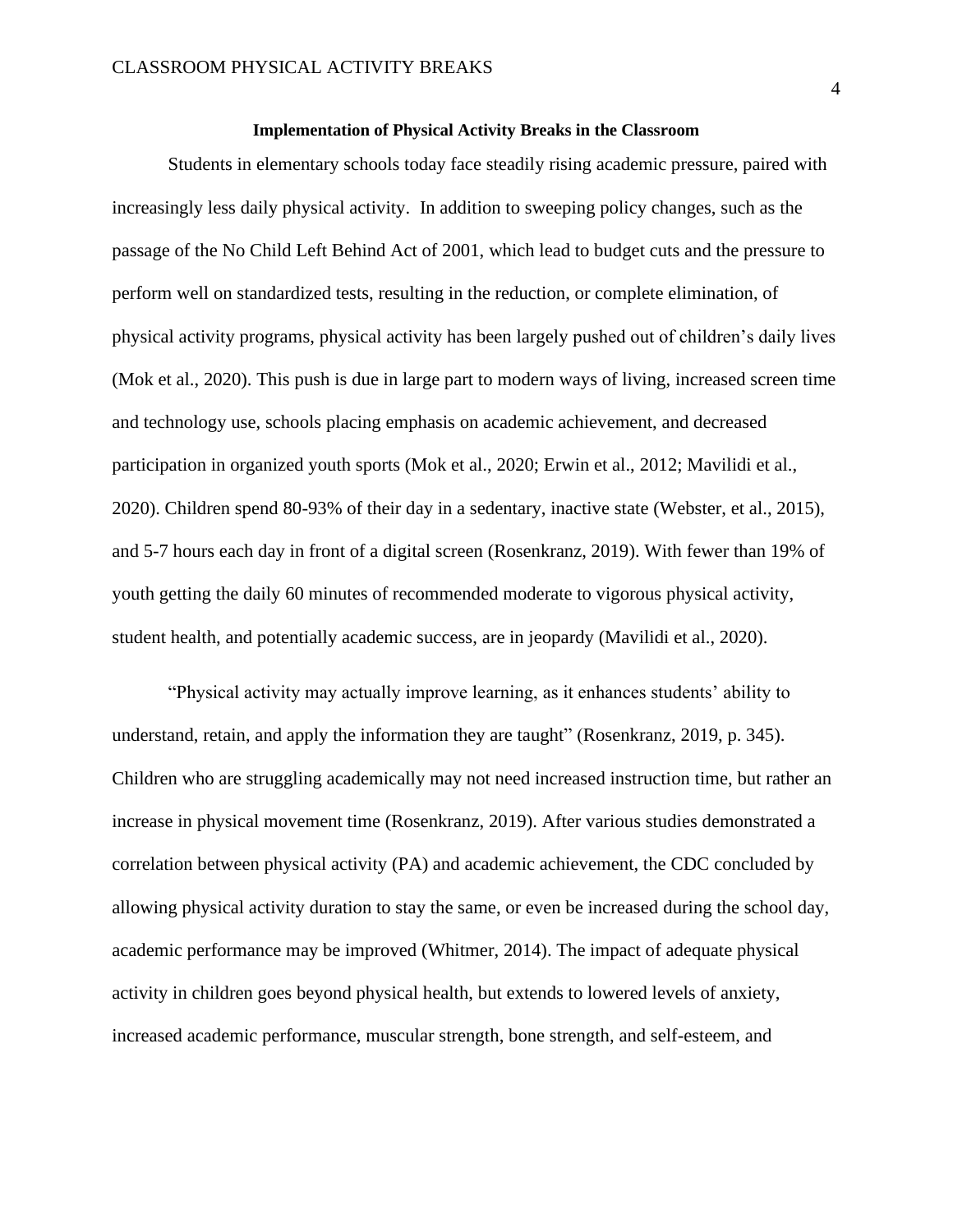**Implementation of Physical Activity Breaks in the Classroom**

Students in elementary schools today face steadily rising academic pressure, paired with increasingly less daily physical activity. In addition to sweeping policy changes, such as the passage of the No Child Left Behind Act of 2001, which lead to budget cuts and the pressure to perform well on standardized tests, resulting in the reduction, or complete elimination, of physical activity programs, physical activity has been largely pushed out of children's daily lives (Mok et al., 2020). This push is due in large part to modern ways of living, increased screen time and technology use, schools placing emphasis on academic achievement, and decreased participation in organized youth sports (Mok et al., 2020; Erwin et al., 2012; Mavilidi et al., 2020). Children spend 80-93% of their day in a sedentary, inactive state (Webster, et al., 2015), and 5-7 hours each day in front of a digital screen (Rosenkranz, 2019). With fewer than 19% of youth getting the daily 60 minutes of recommended moderate to vigorous physical activity, student health, and potentially academic success, are in jeopardy (Mavilidi et al., 2020).

"Physical activity may actually improve learning, as it enhances students' ability to understand, retain, and apply the information they are taught" (Rosenkranz, 2019, p. 345). Children who are struggling academically may not need increased instruction time, but rather an increase in physical movement time (Rosenkranz, 2019). After various studies demonstrated a correlation between physical activity (PA) and academic achievement, the CDC concluded by allowing physical activity duration to stay the same, or even be increased during the school day, academic performance may be improved (Whitmer, 2014). The impact of adequate physical activity in children goes beyond physical health, but extends to lowered levels of anxiety, increased academic performance, muscular strength, bone strength, and self-esteem, and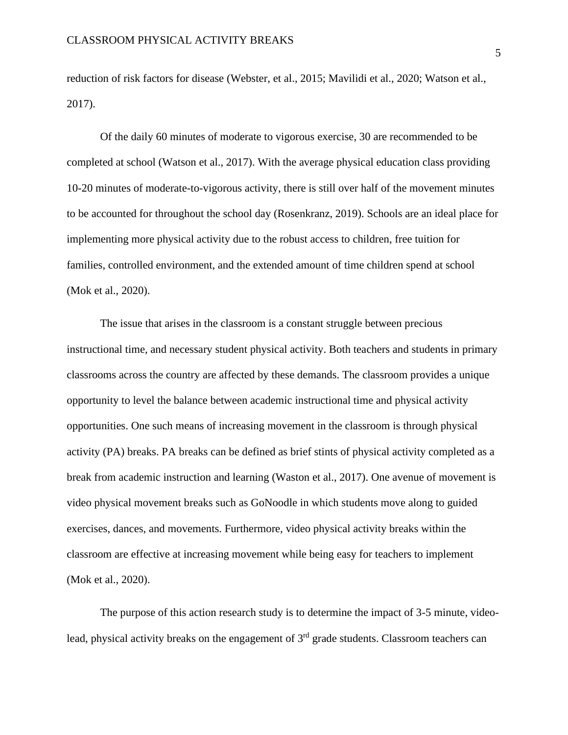reduction of risk factors for disease (Webster, et al., 2015; Mavilidi et al., 2020; Watson et al., 2017).

Of the daily 60 minutes of moderate to vigorous exercise, 30 are recommended to be completed at school (Watson et al., 2017). With the average physical education class providing 10-20 minutes of moderate-to-vigorous activity, there is still over half of the movement minutes to be accounted for throughout the school day (Rosenkranz, 2019). Schools are an ideal place for implementing more physical activity due to the robust access to children, free tuition for families, controlled environment, and the extended amount of time children spend at school (Mok et al., 2020).

The issue that arises in the classroom is a constant struggle between precious instructional time, and necessary student physical activity. Both teachers and students in primary classrooms across the country are affected by these demands. The classroom provides a unique opportunity to level the balance between academic instructional time and physical activity opportunities. One such means of increasing movement in the classroom is through physical activity (PA) breaks. PA breaks can be defined as brief stints of physical activity completed as a break from academic instruction and learning (Waston et al., 2017). One avenue of movement is video physical movement breaks such as GoNoodle in which students move along to guided exercises, dances, and movements. Furthermore, video physical activity breaks within the classroom are effective at increasing movement while being easy for teachers to implement (Mok et al., 2020).

The purpose of this action research study is to determine the impact of 3-5 minute, video-lead, physical activity breaks on the engagement of 3rd grade students. Classroom teachers can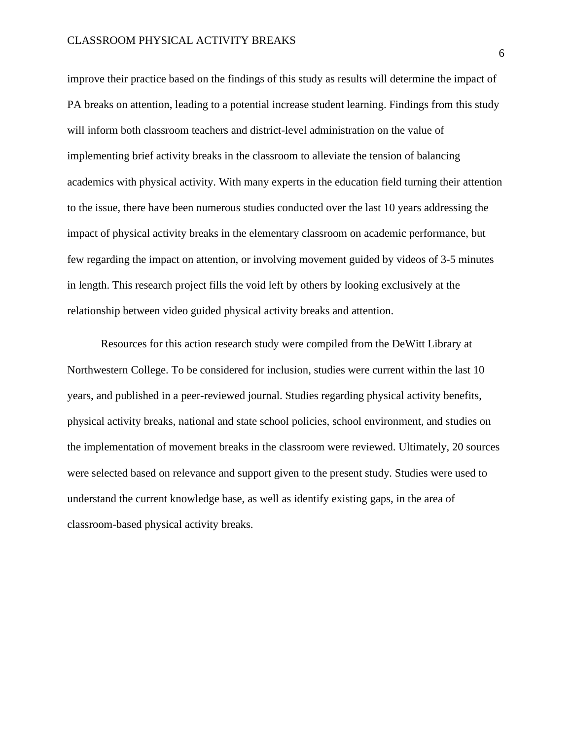improve their practice based on the findings of this study as results will determine the impact of PA breaks on attention, leading to a potential increase student learning. Findings from this study will inform both classroom teachers and district-level administration on the value of implementing brief activity breaks in the classroom to alleviate the tension of balancing academics with physical activity. With many experts in the education field turning their attention to the issue, there have been numerous studies conducted over the last 10 years addressing the impact of physical activity breaks in the elementary classroom on academic performance, but few regarding the impact on attention, or involving movement guided by videos of 3-5 minutes in length. This research project fills the void left by others by looking exclusively at the relationship between video guided physical activity breaks and attention.

Resources for this action research study were compiled from the DeWitt Library at Northwestern College. To be considered for inclusion, studies were current within the last 10 years, and published in a peer-reviewed journal. Studies regarding physical activity benefits, physical activity breaks, national and state school policies, school environment, and studies on the implementation of movement breaks in the classroom were reviewed. Ultimately, 20 sources were selected based on relevance and support given to the present study. Studies were used to understand the current knowledge base, as well as identify existing gaps, in the area of classroom-based physical activity breaks.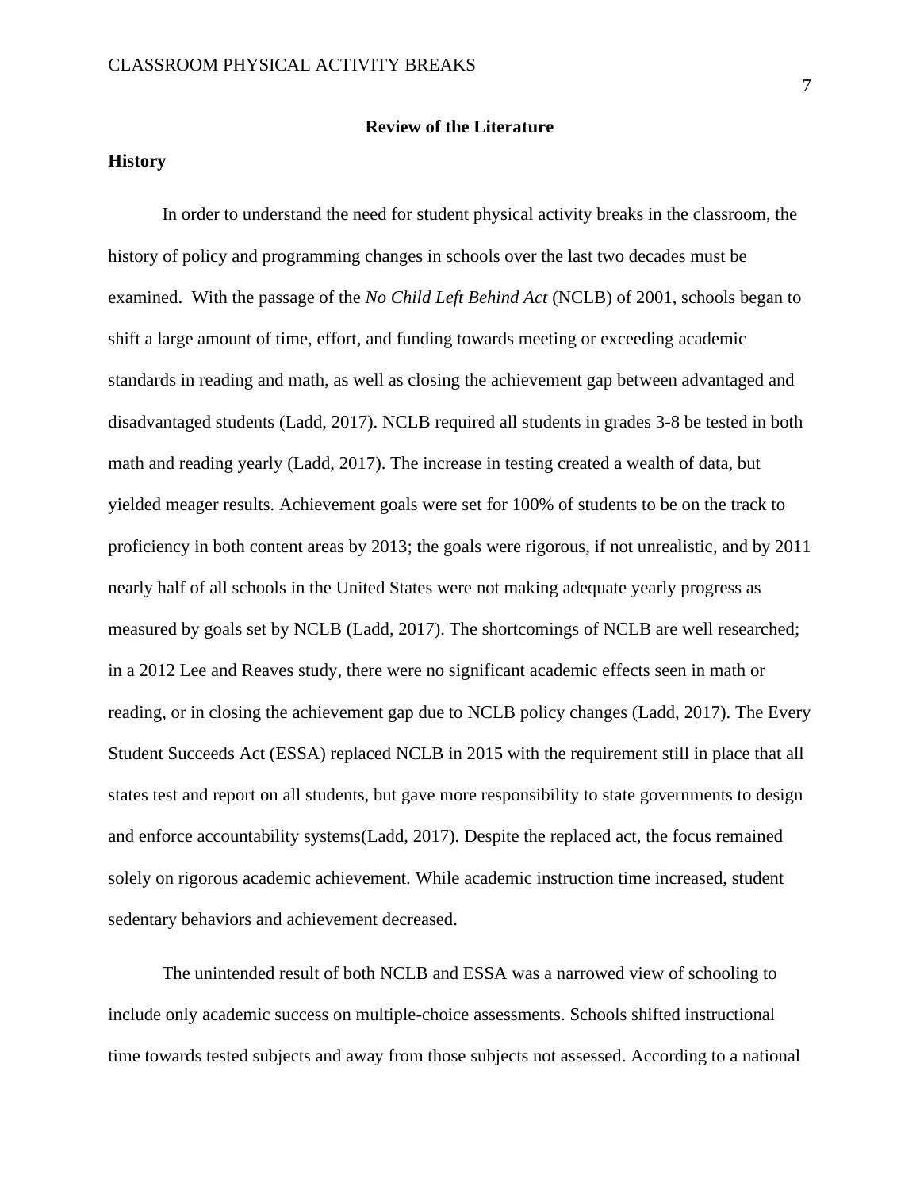## Review of the Literature

### History

In order to understand the need for student physical activity breaks in the classroom, the history of policy and programming changes in schools over the last two decades must be examined. With the passage of the *No Child Left Behind Act* (NCLB) of 2001, schools began to shift a large amount of time, effort, and funding towards meeting or exceeding academic standards in reading and math, as well as closing the achievement gap between advantaged and disadvantaged students (Ladd, 2017). NCLB required all students in grades 3-8 be tested in both math and reading yearly (Ladd, 2017). The increase in testing created a wealth of data, but yielded meager results. Achievement goals were set for 100% of students to be on the track to proficiency in both content areas by 2013; the goals were rigorous, if not unrealistic, and by 2011 nearly half of all schools in the United States were not making adequate yearly progress as measured by goals set by NCLB (Ladd, 2017). The shortcomings of NCLB are well researched; in a 2012 Lee and Reaves study, there were no significant academic effects seen in math or reading, or in closing the achievement gap due to NCLB policy changes (Ladd, 2017). The Every Student Succeeds Act (ESSA) replaced NCLB in 2015 with the requirement still in place that all states test and report on all students, but gave more responsibility to state governments to design and enforce accountability systems(Ladd, 2017). Despite the replaced act, the focus remained solely on rigorous academic achievement. While academic instruction time increased, student sedentary behaviors and achievement decreased.

The unintended result of both NCLB and ESSA was a narrowed view of schooling to include only academic success on multiple-choice assessments. Schools shifted instructional time towards tested subjects and away from those subjects not assessed. According to a national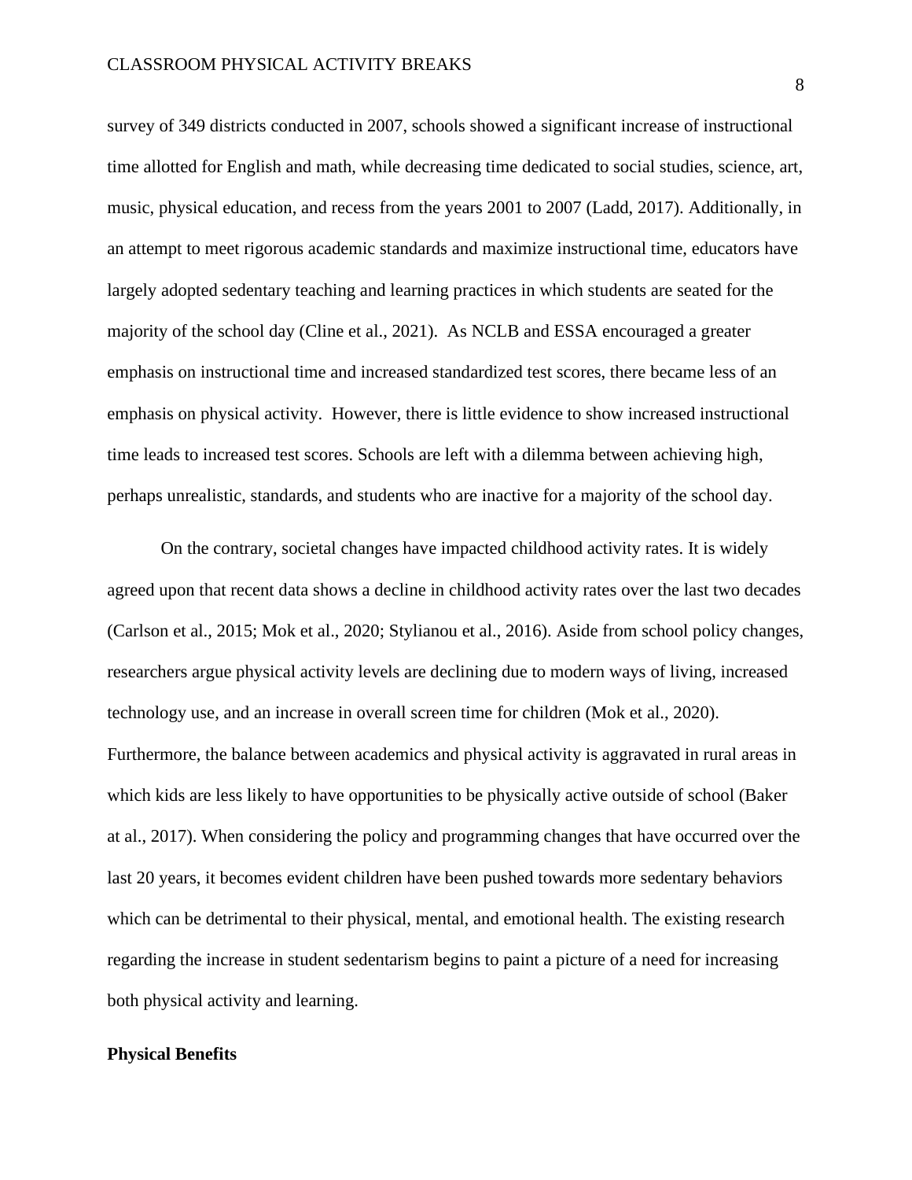survey of 349 districts conducted in 2007, schools showed a significant increase of instructional time allotted for English and math, while decreasing time dedicated to social studies, science, art, music, physical education, and recess from the years 2001 to 2007 (Ladd, 2017). Additionally, in an attempt to meet rigorous academic standards and maximize instructional time, educators have largely adopted sedentary teaching and learning practices in which students are seated for the majority of the school day (Cline et al., 2021). As NCLB and ESSA encouraged a greater emphasis on instructional time and increased standardized test scores, there became less of an emphasis on physical activity. However, there is little evidence to show increased instructional time leads to increased test scores. Schools are left with a dilemma between achieving high, perhaps unrealistic, standards, and students who are inactive for a majority of the school day.

On the contrary, societal changes have impacted childhood activity rates. It is widely agreed upon that recent data shows a decline in childhood activity rates over the last two decades (Carlson et al., 2015; Mok et al., 2020; Stylianou et al., 2016). Aside from school policy changes, researchers argue physical activity levels are declining due to modern ways of living, increased technology use, and an increase in overall screen time for children (Mok et al., 2020). Furthermore, the balance between academics and physical activity is aggravated in rural areas in which kids are less likely to have opportunities to be physically active outside of school (Baker at al., 2017). When considering the policy and programming changes that have occurred over the last 20 years, it becomes evident children have been pushed towards more sedentary behaviors which can be detrimental to their physical, mental, and emotional health. The existing research regarding the increase in student sedentarism begins to paint a picture of a need for increasing both physical activity and learning.

**Physical Benefits**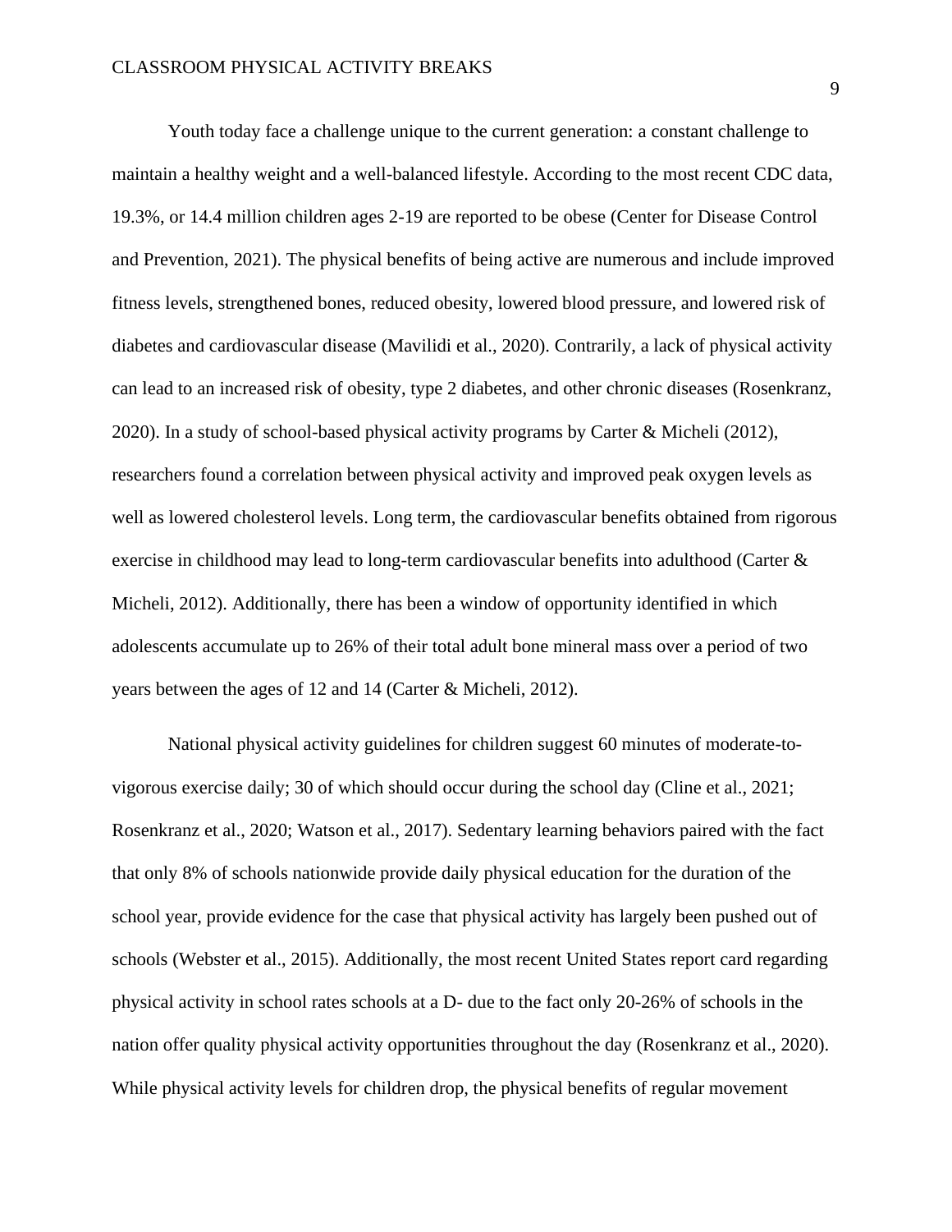Youth today face a challenge unique to the current generation: a constant challenge to maintain a healthy weight and a well-balanced lifestyle. According to the most recent CDC data, 19.3%, or 14.4 million children ages 2-19 are reported to be obese (Center for Disease Control and Prevention, 2021). The physical benefits of being active are numerous and include improved fitness levels, strengthened bones, reduced obesity, lowered blood pressure, and lowered risk of diabetes and cardiovascular disease (Mavilidi et al., 2020). Contrarily, a lack of physical activity can lead to an increased risk of obesity, type 2 diabetes, and other chronic diseases (Rosenkranz, 2020). In a study of school-based physical activity programs by Carter & Micheli (2012), researchers found a correlation between physical activity and improved peak oxygen levels as well as lowered cholesterol levels. Long term, the cardiovascular benefits obtained from rigorous exercise in childhood may lead to long-term cardiovascular benefits into adulthood (Carter & Micheli, 2012). Additionally, there has been a window of opportunity identified in which adolescents accumulate up to 26% of their total adult bone mineral mass over a period of two years between the ages of 12 and 14 (Carter & Micheli, 2012).

National physical activity guidelines for children suggest 60 minutes of moderate-to-vigorous exercise daily; 30 of which should occur during the school day (Cline et al., 2021; Rosenkranz et al., 2020; Watson et al., 2017). Sedentary learning behaviors paired with the fact that only 8% of schools nationwide provide daily physical education for the duration of the school year, provide evidence for the case that physical activity has largely been pushed out of schools (Webster et al., 2015). Additionally, the most recent United States report card regarding physical activity in school rates schools at a D- due to the fact only 20-26% of schools in the nation offer quality physical activity opportunities throughout the day (Rosenkranz et al., 2020). While physical activity levels for children drop, the physical benefits of regular movement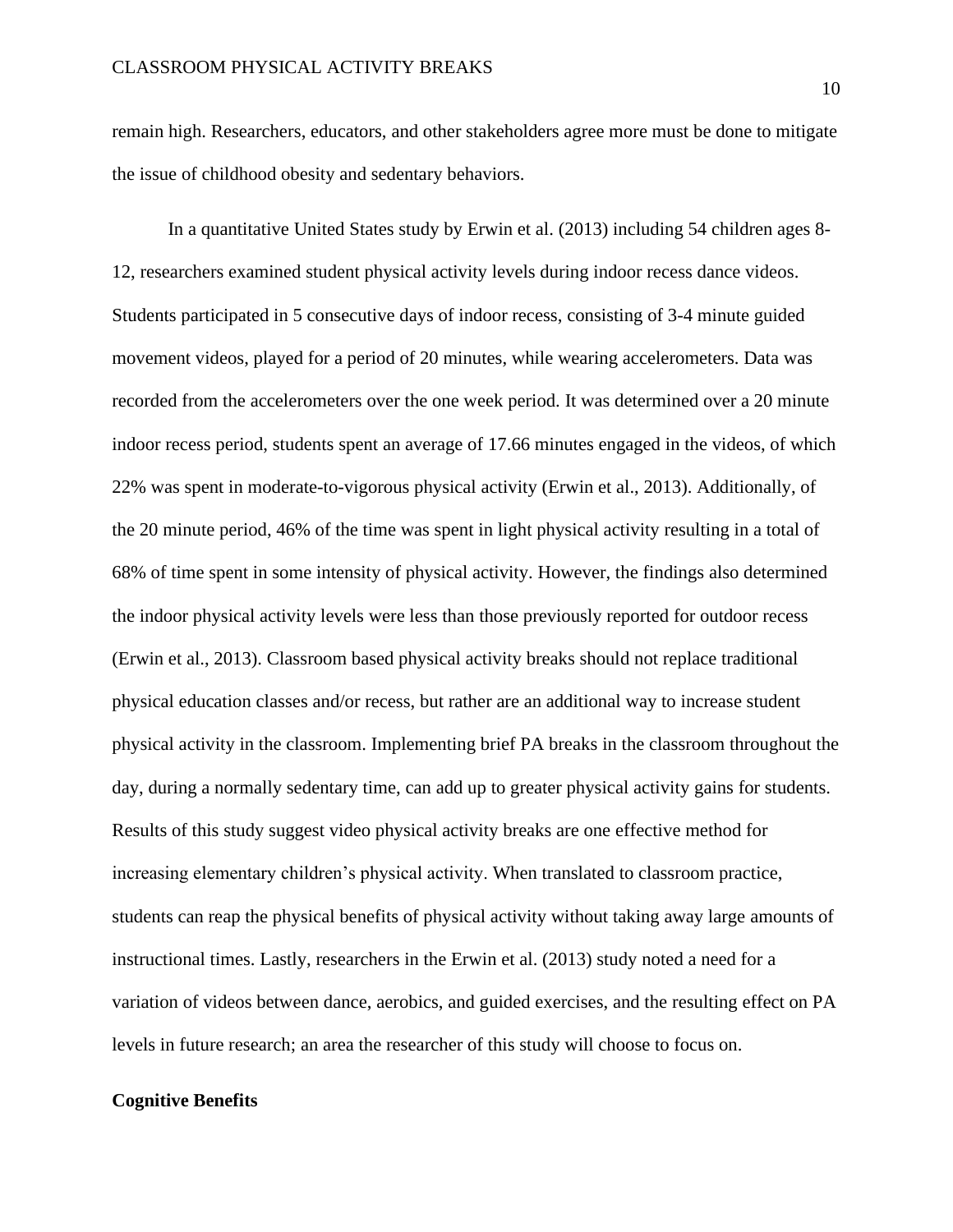remain high. Researchers, educators, and other stakeholders agree more must be done to mitigate the issue of childhood obesity and sedentary behaviors.

In a quantitative United States study by Erwin et al. (2013) including 54 children ages 8-12, researchers examined student physical activity levels during indoor recess dance videos. Students participated in 5 consecutive days of indoor recess, consisting of 3-4 minute guided movement videos, played for a period of 20 minutes, while wearing accelerometers. Data was recorded from the accelerometers over the one week period. It was determined over a 20 minute indoor recess period, students spent an average of 17.66 minutes engaged in the videos, of which 22% was spent in moderate-to-vigorous physical activity (Erwin et al., 2013). Additionally, of the 20 minute period, 46% of the time was spent in light physical activity resulting in a total of 68% of time spent in some intensity of physical activity. However, the findings also determined the indoor physical activity levels were less than those previously reported for outdoor recess (Erwin et al., 2013). Classroom based physical activity breaks should not replace traditional physical education classes and/or recess, but rather are an additional way to increase student physical activity in the classroom. Implementing brief PA breaks in the classroom throughout the day, during a normally sedentary time, can add up to greater physical activity gains for students. Results of this study suggest video physical activity breaks are one effective method for increasing elementary children's physical activity. When translated to classroom practice, students can reap the physical benefits of physical activity without taking away large amounts of instructional times. Lastly, researchers in the Erwin et al. (2013) study noted a need for a variation of videos between dance, aerobics, and guided exercises, and the resulting effect on PA levels in future research; an area the researcher of this study will choose to focus on.

**Cognitive Benefits**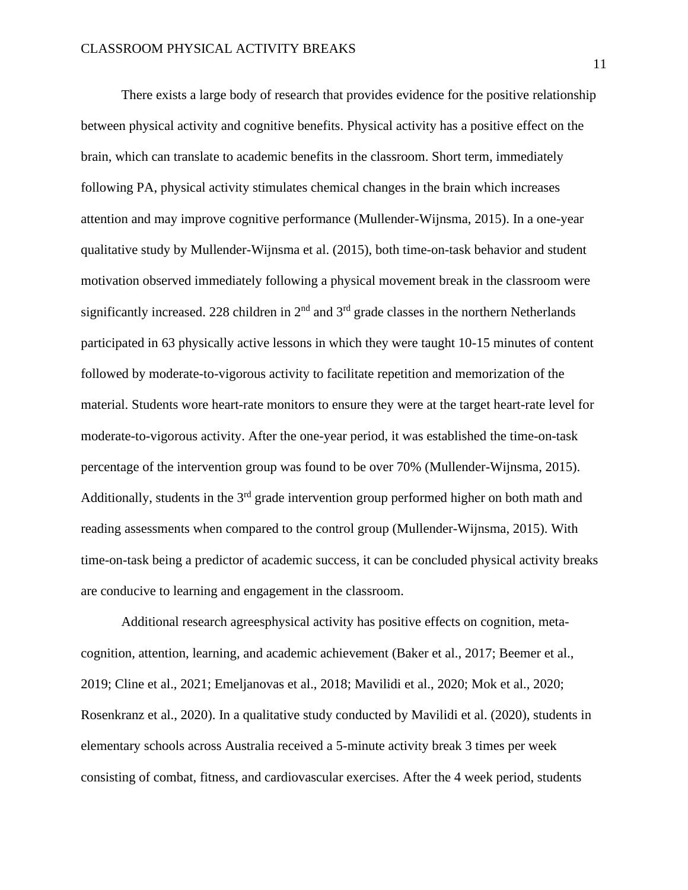There exists a large body of research that provides evidence for the positive relationship between physical activity and cognitive benefits. Physical activity has a positive effect on the brain, which can translate to academic benefits in the classroom. Short term, immediately following PA, physical activity stimulates chemical changes in the brain which increases attention and may improve cognitive performance (Mullender-Wijnsma, 2015). In a one-year qualitative study by Mullender-Wijnsma et al. (2015), both time-on-task behavior and student motivation observed immediately following a physical movement break in the classroom were significantly increased. 228 children in 2nd and 3rd grade classes in the northern Netherlands participated in 63 physically active lessons in which they were taught 10-15 minutes of content followed by moderate-to-vigorous activity to facilitate repetition and memorization of the material. Students wore heart-rate monitors to ensure they were at the target heart-rate level for moderate-to-vigorous activity. After the one-year period, it was established the time-on-task percentage of the intervention group was found to be over 70% (Mullender-Wijnsma, 2015). Additionally, students in the 3rd grade intervention group performed higher on both math and reading assessments when compared to the control group (Mullender-Wijnsma, 2015). With time-on-task being a predictor of academic success, it can be concluded physical activity breaks are conducive to learning and engagement in the classroom.

Additional research agreesphysical activity has positive effects on cognition, meta-cognition, attention, learning, and academic achievement (Baker et al., 2017; Beemer et al., 2019; Cline et al., 2021; Emeljanovas et al., 2018; Mavilidi et al., 2020; Mok et al., 2020; Rosenkranz et al., 2020). In a qualitative study conducted by Mavilidi et al. (2020), students in elementary schools across Australia received a 5-minute activity break 3 times per week consisting of combat, fitness, and cardiovascular exercises. After the 4 week period, students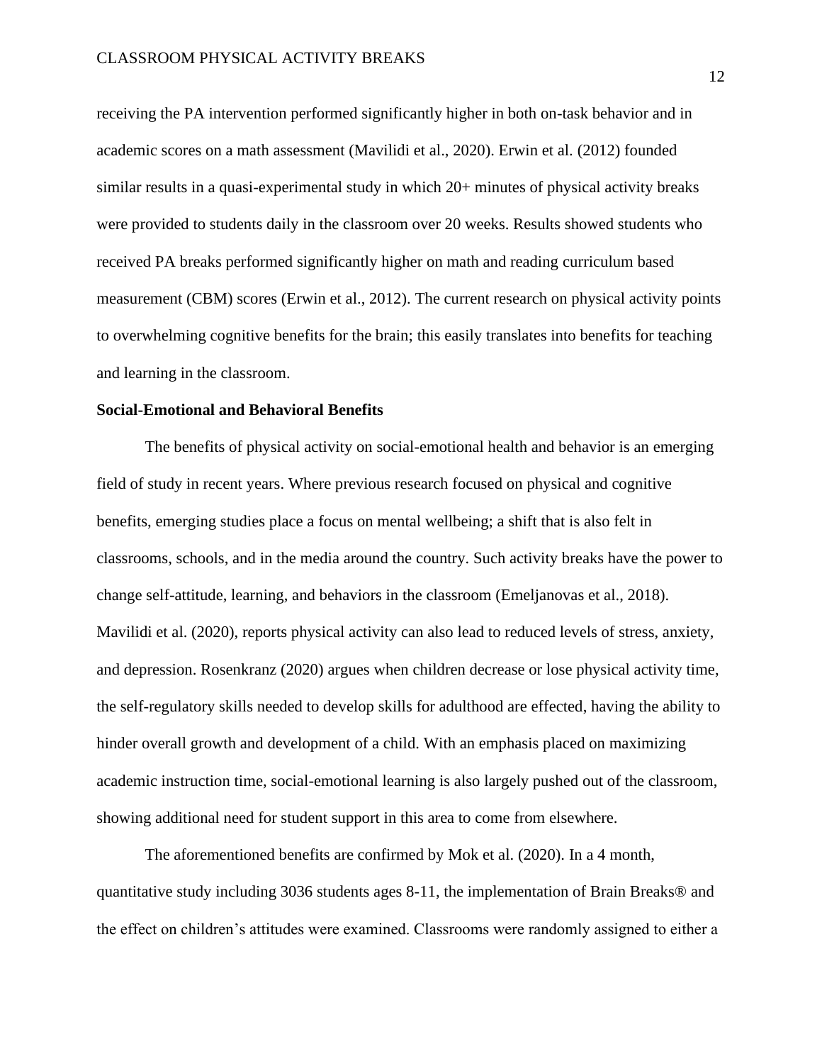receiving the PA intervention performed significantly higher in both on-task behavior and in academic scores on a math assessment (Mavilidi et al., 2020). Erwin et al. (2012) founded similar results in a quasi-experimental study in which 20+ minutes of physical activity breaks were provided to students daily in the classroom over 20 weeks. Results showed students who received PA breaks performed significantly higher on math and reading curriculum based measurement (CBM) scores (Erwin et al., 2012). The current research on physical activity points to overwhelming cognitive benefits for the brain; this easily translates into benefits for teaching and learning in the classroom.

**Social-Emotional and Behavioral Benefits**

The benefits of physical activity on social-emotional health and behavior is an emerging field of study in recent years. Where previous research focused on physical and cognitive benefits, emerging studies place a focus on mental wellbeing; a shift that is also felt in classrooms, schools, and in the media around the country. Such activity breaks have the power to change self-attitude, learning, and behaviors in the classroom (Emeljanovas et al., 2018). Mavilidi et al. (2020), reports physical activity can also lead to reduced levels of stress, anxiety, and depression. Rosenkranz (2020) argues when children decrease or lose physical activity time, the self-regulatory skills needed to develop skills for adulthood are effected, having the ability to hinder overall growth and development of a child. With an emphasis placed on maximizing academic instruction time, social-emotional learning is also largely pushed out of the classroom, showing additional need for student support in this area to come from elsewhere.

The aforementioned benefits are confirmed by Mok et al. (2020). In a 4 month, quantitative study including 3036 students ages 8-11, the implementation of Brain Breaks® and the effect on children's attitudes were examined. Classrooms were randomly assigned to either a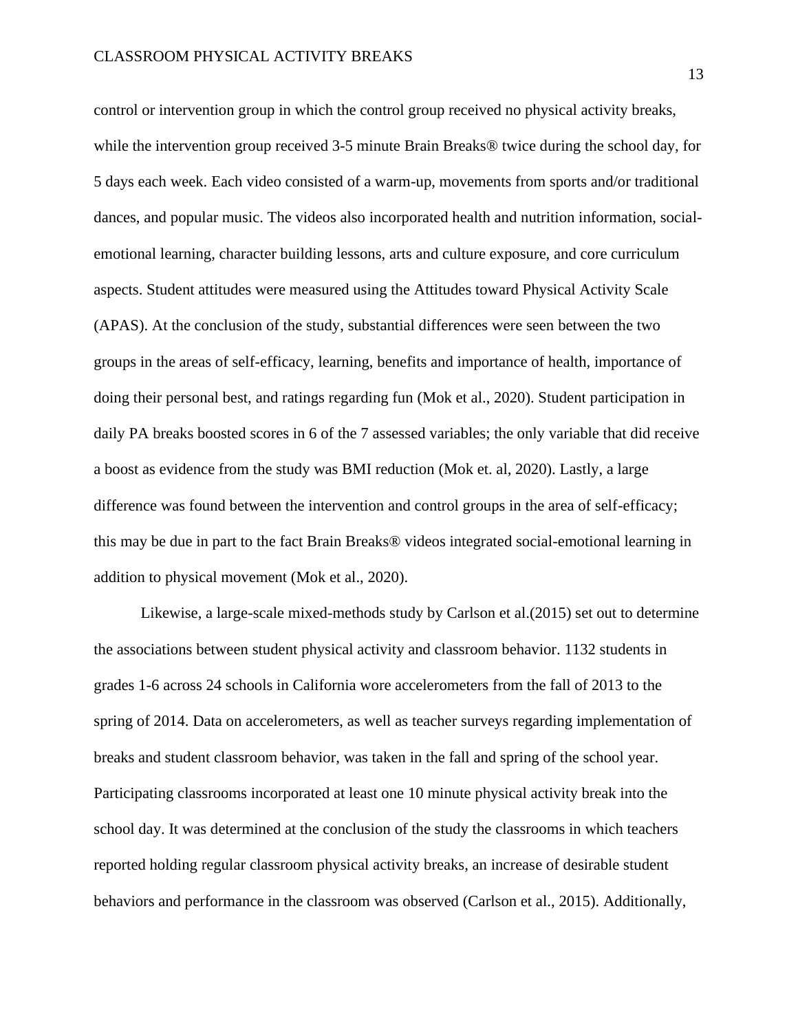control or intervention group in which the control group received no physical activity breaks, while the intervention group received 3-5 minute Brain Breaks® twice during the school day, for 5 days each week. Each video consisted of a warm-up, movements from sports and/or traditional dances, and popular music. The videos also incorporated health and nutrition information, social-emotional learning, character building lessons, arts and culture exposure, and core curriculum aspects. Student attitudes were measured using the Attitudes toward Physical Activity Scale (APAS). At the conclusion of the study, substantial differences were seen between the two groups in the areas of self-efficacy, learning, benefits and importance of health, importance of doing their personal best, and ratings regarding fun (Mok et al., 2020). Student participation in daily PA breaks boosted scores in 6 of the 7 assessed variables; the only variable that did receive a boost as evidence from the study was BMI reduction (Mok et. al, 2020). Lastly, a large difference was found between the intervention and control groups in the area of self-efficacy; this may be due in part to the fact Brain Breaks® videos integrated social-emotional learning in addition to physical movement (Mok et al., 2020).

Likewise, a large-scale mixed-methods study by Carlson et al.(2015) set out to determine the associations between student physical activity and classroom behavior. 1132 students in grades 1-6 across 24 schools in California wore accelerometers from the fall of 2013 to the spring of 2014. Data on accelerometers, as well as teacher surveys regarding implementation of breaks and student classroom behavior, was taken in the fall and spring of the school year. Participating classrooms incorporated at least one 10 minute physical activity break into the school day. It was determined at the conclusion of the study the classrooms in which teachers reported holding regular classroom physical activity breaks, an increase of desirable student behaviors and performance in the classroom was observed (Carlson et al., 2015). Additionally,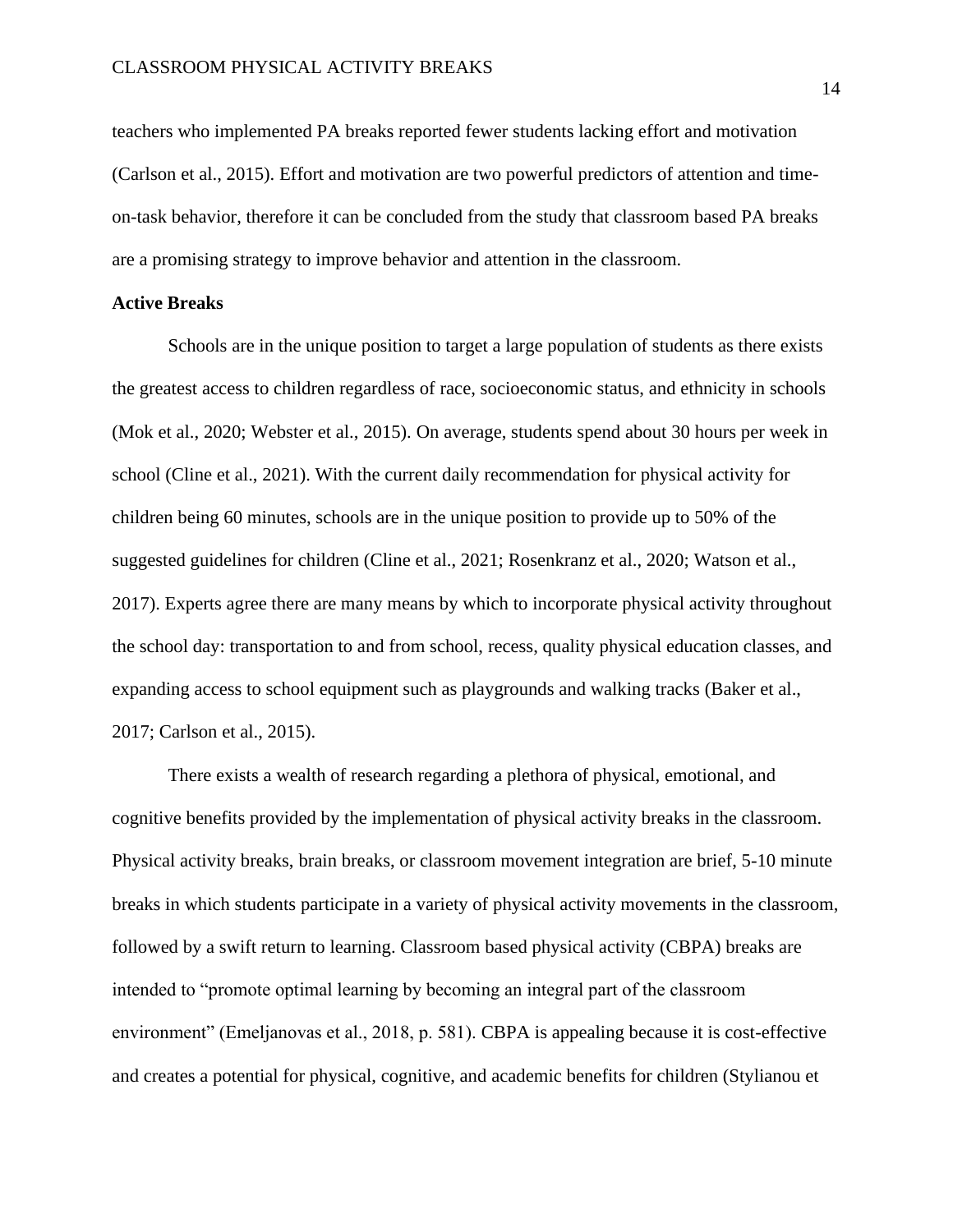teachers who implemented PA breaks reported fewer students lacking effort and motivation (Carlson et al., 2015). Effort and motivation are two powerful predictors of attention and time-on-task behavior, therefore it can be concluded from the study that classroom based PA breaks are a promising strategy to improve behavior and attention in the classroom.

**Active Breaks**

Schools are in the unique position to target a large population of students as there exists the greatest access to children regardless of race, socioeconomic status, and ethnicity in schools (Mok et al., 2020; Webster et al., 2015). On average, students spend about 30 hours per week in school (Cline et al., 2021). With the current daily recommendation for physical activity for children being 60 minutes, schools are in the unique position to provide up to 50% of the suggested guidelines for children (Cline et al., 2021; Rosenkranz et al., 2020; Watson et al., 2017). Experts agree there are many means by which to incorporate physical activity throughout the school day: transportation to and from school, recess, quality physical education classes, and expanding access to school equipment such as playgrounds and walking tracks (Baker et al., 2017; Carlson et al., 2015).

There exists a wealth of research regarding a plethora of physical, emotional, and cognitive benefits provided by the implementation of physical activity breaks in the classroom. Physical activity breaks, brain breaks, or classroom movement integration are brief, 5-10 minute breaks in which students participate in a variety of physical activity movements in the classroom, followed by a swift return to learning. Classroom based physical activity (CBPA) breaks are intended to "promote optimal learning by becoming an integral part of the classroom environment" (Emeljanovas et al., 2018, p. 581). CBPA is appealing because it is cost-effective and creates a potential for physical, cognitive, and academic benefits for children (Stylianou et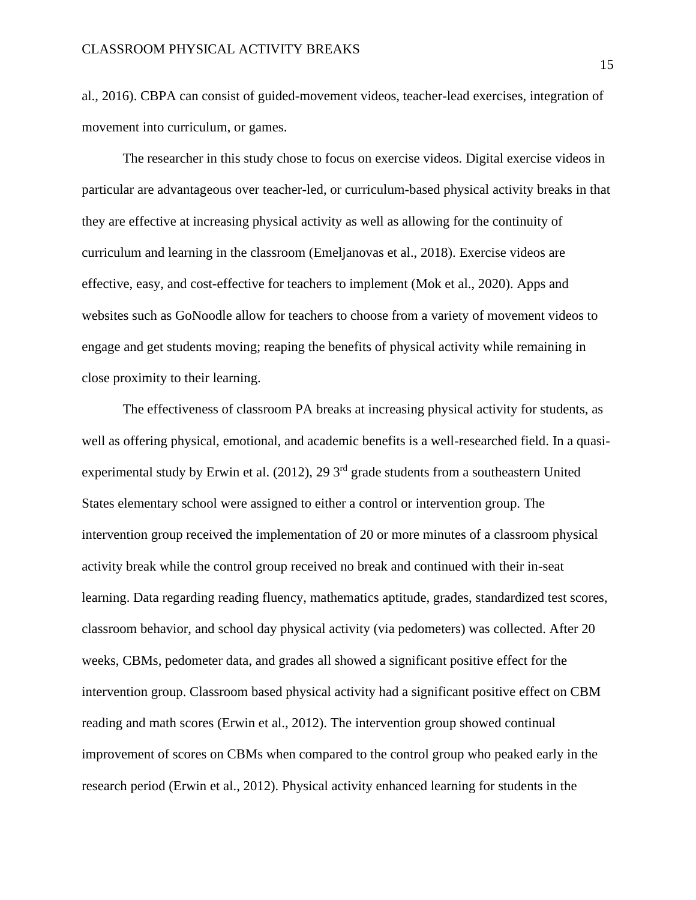al., 2016). CBPA can consist of guided-movement videos, teacher-lead exercises, integration of movement into curriculum, or games.

The researcher in this study chose to focus on exercise videos. Digital exercise videos in particular are advantageous over teacher-led, or curriculum-based physical activity breaks in that they are effective at increasing physical activity as well as allowing for the continuity of curriculum and learning in the classroom (Emeljanovas et al., 2018). Exercise videos are effective, easy, and cost-effective for teachers to implement (Mok et al., 2020). Apps and websites such as GoNoodle allow for teachers to choose from a variety of movement videos to engage and get students moving; reaping the benefits of physical activity while remaining in close proximity to their learning.

The effectiveness of classroom PA breaks at increasing physical activity for students, as well as offering physical, emotional, and academic benefits is a well-researched field. In a quasi-experimental study by Erwin et al. (2012), 29 3rd grade students from a southeastern United States elementary school were assigned to either a control or intervention group. The intervention group received the implementation of 20 or more minutes of a classroom physical activity break while the control group received no break and continued with their in-seat learning. Data regarding reading fluency, mathematics aptitude, grades, standardized test scores, classroom behavior, and school day physical activity (via pedometers) was collected. After 20 weeks, CBMs, pedometer data, and grades all showed a significant positive effect for the intervention group. Classroom based physical activity had a significant positive effect on CBM reading and math scores (Erwin et al., 2012). The intervention group showed continual improvement of scores on CBMs when compared to the control group who peaked early in the research period (Erwin et al., 2012). Physical activity enhanced learning for students in the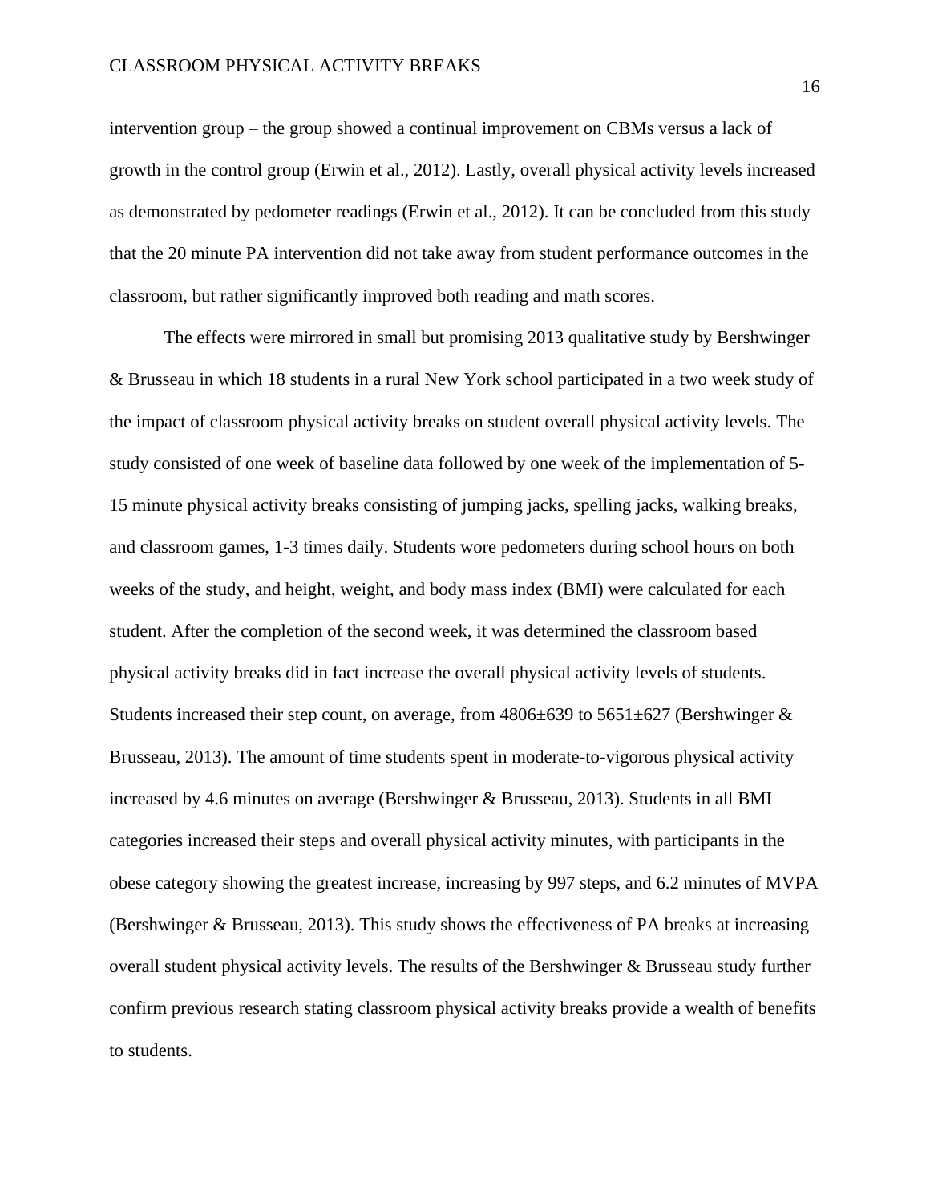intervention group – the group showed a continual improvement on CBMs versus a lack of growth in the control group (Erwin et al., 2012). Lastly, overall physical activity levels increased as demonstrated by pedometer readings (Erwin et al., 2012). It can be concluded from this study that the 20 minute PA intervention did not take away from student performance outcomes in the classroom, but rather significantly improved both reading and math scores.

The effects were mirrored in small but promising 2013 qualitative study by Bershwinger & Brusseau in which 18 students in a rural New York school participated in a two week study of the impact of classroom physical activity breaks on student overall physical activity levels. The study consisted of one week of baseline data followed by one week of the implementation of 5-15 minute physical activity breaks consisting of jumping jacks, spelling jacks, walking breaks, and classroom games, 1-3 times daily. Students wore pedometers during school hours on both weeks of the study, and height, weight, and body mass index (BMI) were calculated for each student. After the completion of the second week, it was determined the classroom based physical activity breaks did in fact increase the overall physical activity levels of students. Students increased their step count, on average, from $4806 \pm 639$ to $5651 \pm 627$ (Bershwinger & Brusseau, 2013). The amount of time students spent in moderate-to-vigorous physical activity increased by 4.6 minutes on average (Bershwinger & Brusseau, 2013). Students in all BMI categories increased their steps and overall physical activity minutes, with participants in the obese category showing the greatest increase, increasing by 997 steps, and 6.2 minutes of MVPA (Bershwinger & Brusseau, 2013). This study shows the effectiveness of PA breaks at increasing overall student physical activity levels. The results of the Bershwinger & Brusseau study further confirm previous research stating classroom physical activity breaks provide a wealth of benefits to students.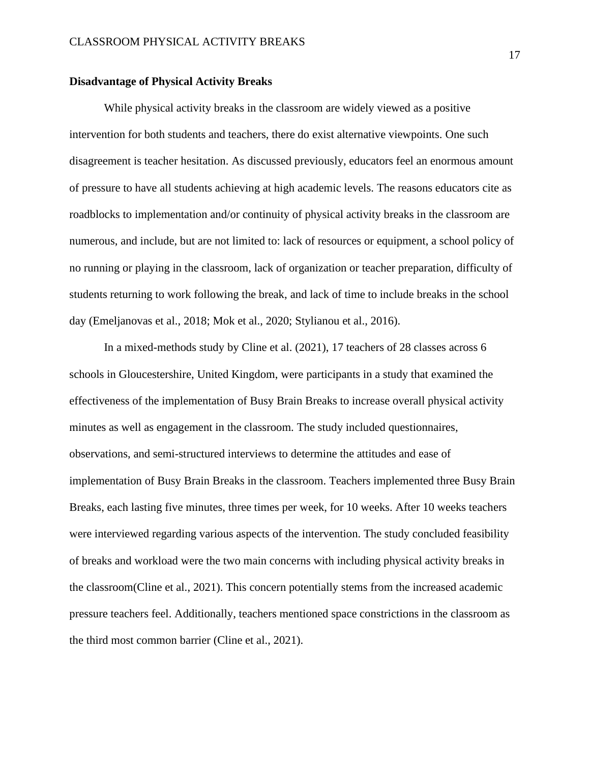**Disadvantage of Physical Activity Breaks**

While physical activity breaks in the classroom are widely viewed as a positive intervention for both students and teachers, there do exist alternative viewpoints. One such disagreement is teacher hesitation. As discussed previously, educators feel an enormous amount of pressure to have all students achieving at high academic levels. The reasons educators cite as roadblocks to implementation and/or continuity of physical activity breaks in the classroom are numerous, and include, but are not limited to: lack of resources or equipment, a school policy of no running or playing in the classroom, lack of organization or teacher preparation, difficulty of students returning to work following the break, and lack of time to include breaks in the school day (Emeljanovas et al., 2018; Mok et al., 2020; Stylianou et al., 2016).

In a mixed-methods study by Cline et al. (2021), 17 teachers of 28 classes across 6 schools in Gloucestershire, United Kingdom, were participants in a study that examined the effectiveness of the implementation of Busy Brain Breaks to increase overall physical activity minutes as well as engagement in the classroom. The study included questionnaires, observations, and semi-structured interviews to determine the attitudes and ease of implementation of Busy Brain Breaks in the classroom. Teachers implemented three Busy Brain Breaks, each lasting five minutes, three times per week, for 10 weeks. After 10 weeks teachers were interviewed regarding various aspects of the intervention. The study concluded feasibility of breaks and workload were the two main concerns with including physical activity breaks in the classroom(Cline et al., 2021). This concern potentially stems from the increased academic pressure teachers feel. Additionally, teachers mentioned space constrictions in the classroom as the third most common barrier (Cline et al., 2021).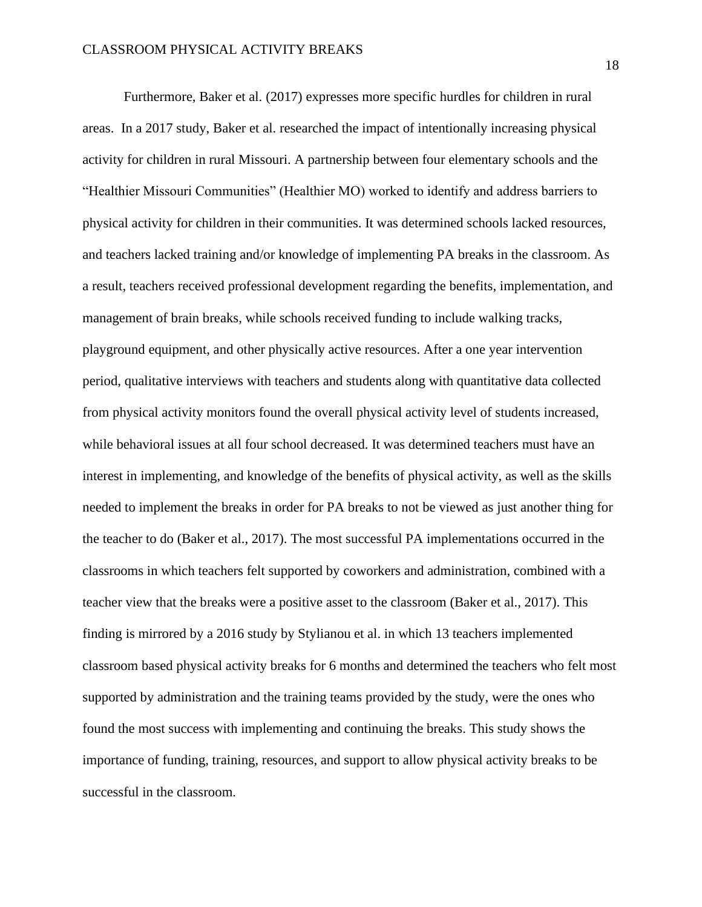Furthermore, Baker et al. (2017) expresses more specific hurdles for children in rural areas. In a 2017 study, Baker et al. researched the impact of intentionally increasing physical activity for children in rural Missouri. A partnership between four elementary schools and the "Healthier Missouri Communities" (Healthier MO) worked to identify and address barriers to physical activity for children in their communities. It was determined schools lacked resources, and teachers lacked training and/or knowledge of implementing PA breaks in the classroom. As a result, teachers received professional development regarding the benefits, implementation, and management of brain breaks, while schools received funding to include walking tracks, playground equipment, and other physically active resources. After a one year intervention period, qualitative interviews with teachers and students along with quantitative data collected from physical activity monitors found the overall physical activity level of students increased, while behavioral issues at all four school decreased. It was determined teachers must have an interest in implementing, and knowledge of the benefits of physical activity, as well as the skills needed to implement the breaks in order for PA breaks to not be viewed as just another thing for the teacher to do (Baker et al., 2017). The most successful PA implementations occurred in the classrooms in which teachers felt supported by coworkers and administration, combined with a teacher view that the breaks were a positive asset to the classroom (Baker et al., 2017). This finding is mirrored by a 2016 study by Stylianou et al. in which 13 teachers implemented classroom based physical activity breaks for 6 months and determined the teachers who felt most supported by administration and the training teams provided by the study, were the ones who found the most success with implementing and continuing the breaks. This study shows the importance of funding, training, resources, and support to allow physical activity breaks to be successful in the classroom.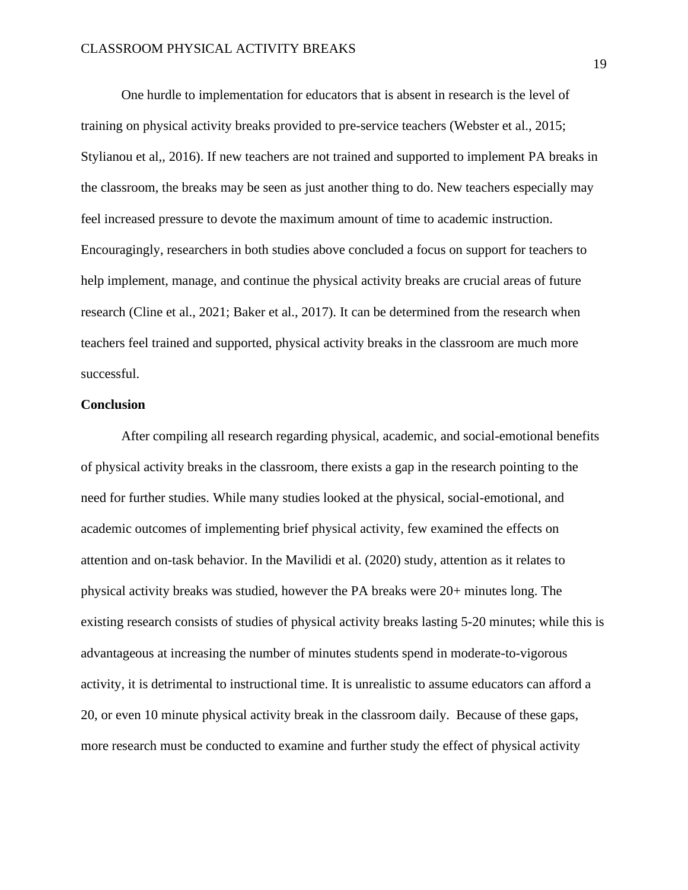One hurdle to implementation for educators that is absent in research is the level of training on physical activity breaks provided to pre-service teachers (Webster et al., 2015; Stylianou et al,, 2016). If new teachers are not trained and supported to implement PA breaks in the classroom, the breaks may be seen as just another thing to do. New teachers especially may feel increased pressure to devote the maximum amount of time to academic instruction. Encouragingly, researchers in both studies above concluded a focus on support for teachers to help implement, manage, and continue the physical activity breaks are crucial areas of future research (Cline et al., 2021; Baker et al., 2017). It can be determined from the research when teachers feel trained and supported, physical activity breaks in the classroom are much more successful.

**Conclusion**

After compiling all research regarding physical, academic, and social-emotional benefits of physical activity breaks in the classroom, there exists a gap in the research pointing to the need for further studies. While many studies looked at the physical, social-emotional, and academic outcomes of implementing brief physical activity, few examined the effects on attention and on-task behavior. In the Mavilidi et al. (2020) study, attention as it relates to physical activity breaks was studied, however the PA breaks were 20+ minutes long. The existing research consists of studies of physical activity breaks lasting 5-20 minutes; while this is advantageous at increasing the number of minutes students spend in moderate-to-vigorous activity, it is detrimental to instructional time. It is unrealistic to assume educators can afford a 20, or even 10 minute physical activity break in the classroom daily. Because of these gaps, more research must be conducted to examine and further study the effect of physical activity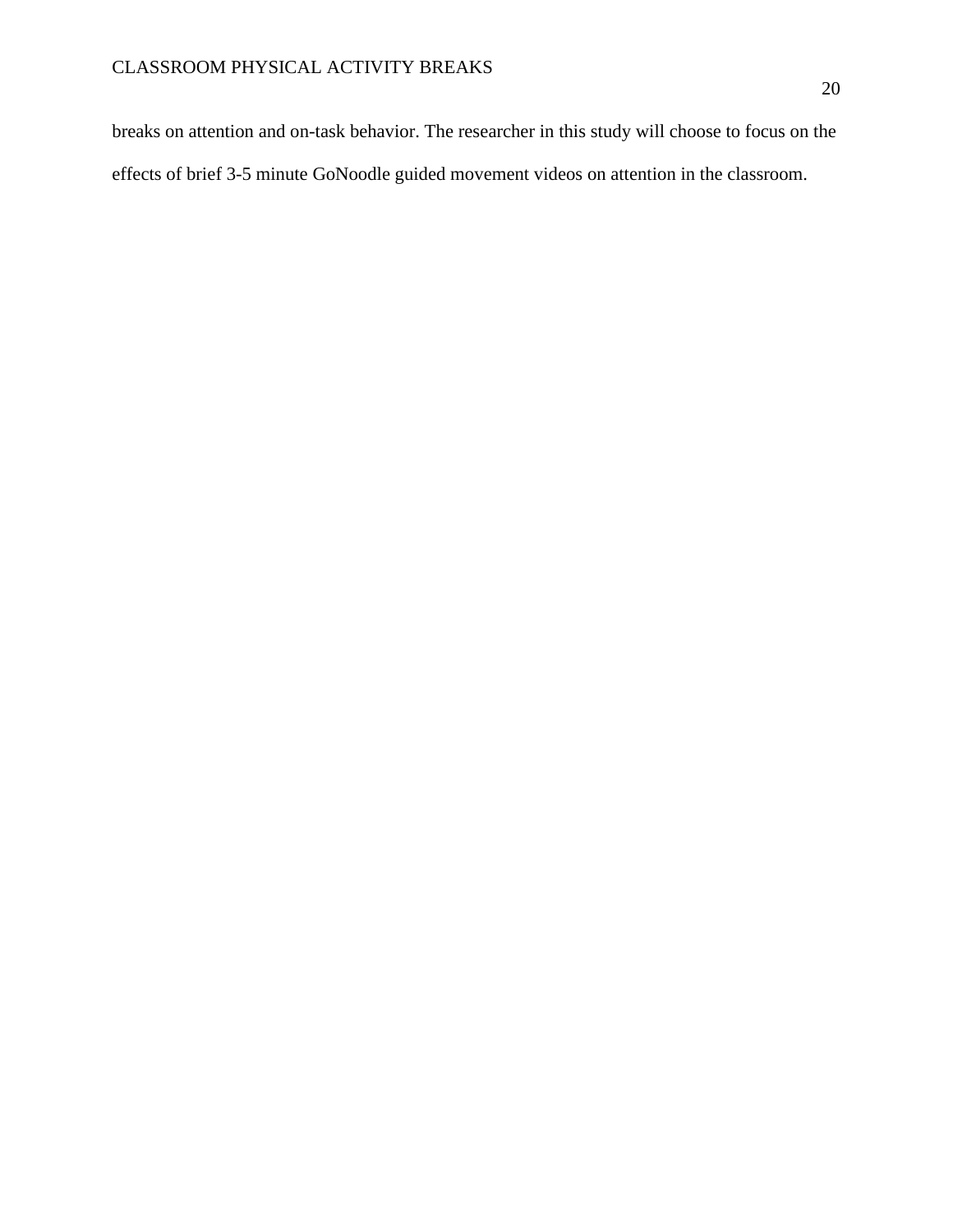breaks on attention and on-task behavior. The researcher in this study will choose to focus on the effects of brief 3-5 minute GoNoodle guided movement videos on attention in the classroom.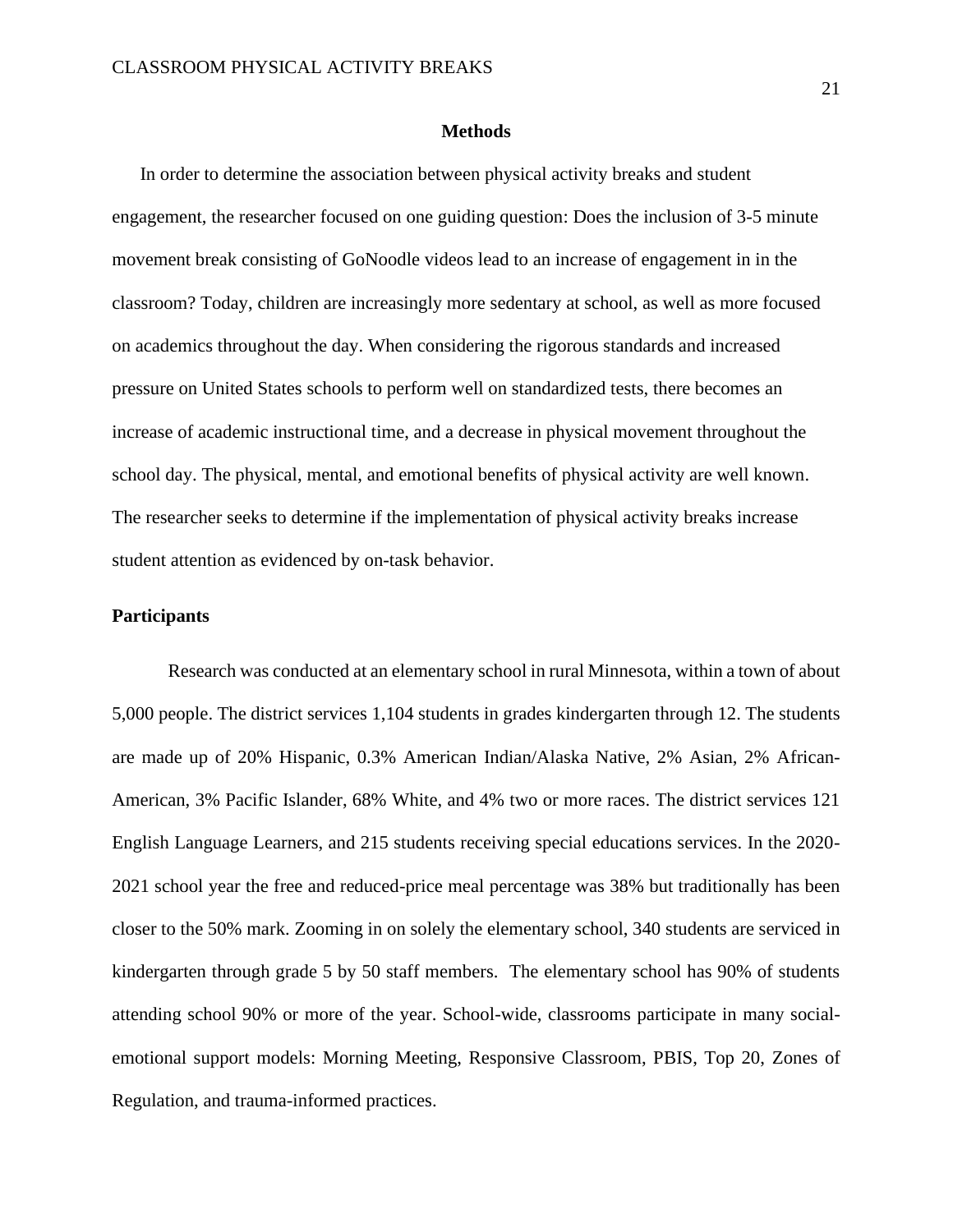# Methods

In order to determine the association between physical activity breaks and student engagement, the researcher focused on one guiding question: Does the inclusion of 3-5 minute movement break consisting of GoNoodle videos lead to an increase of engagement in in the classroom? Today, children are increasingly more sedentary at school, as well as more focused on academics throughout the day. When considering the rigorous standards and increased pressure on United States schools to perform well on standardized tests, there becomes an increase of academic instructional time, and a decrease in physical movement throughout the school day. The physical, mental, and emotional benefits of physical activity are well known. The researcher seeks to determine if the implementation of physical activity breaks increase student attention as evidenced by on-task behavior.

## Participants

Research was conducted at an elementary school in rural Minnesota, within a town of about 5,000 people. The district services 1,104 students in grades kindergarten through 12. The students are made up of 20% Hispanic, 0.3% American Indian/Alaska Native, 2% Asian, 2% African-American, 3% Pacific Islander, 68% White, and 4% two or more races. The district services 121 English Language Learners, and 215 students receiving special educations services. In the 2020-2021 school year the free and reduced-price meal percentage was 38% but traditionally has been closer to the 50% mark. Zooming in on solely the elementary school, 340 students are serviced in kindergarten through grade 5 by 50 staff members. The elementary school has 90% of students attending school 90% or more of the year. School-wide, classrooms participate in many social-emotional support models: Morning Meeting, Responsive Classroom, PBIS, Top 20, Zones of Regulation, and trauma-informed practices.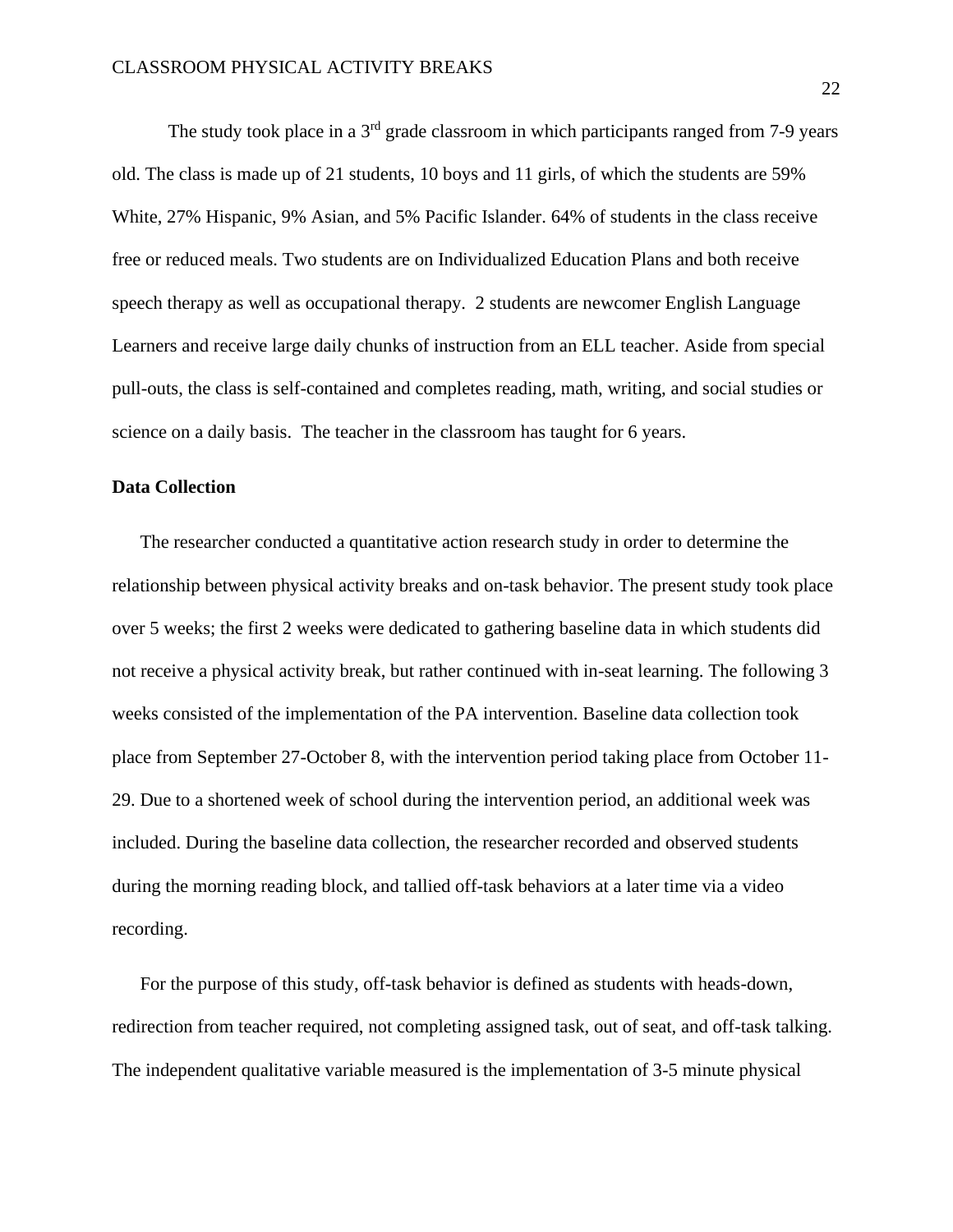The study took place in a 3rd grade classroom in which participants ranged from 7-9 years old. The class is made up of 21 students, 10 boys and 11 girls, of which the students are 59% White, 27% Hispanic, 9% Asian, and 5% Pacific Islander. 64% of students in the class receive free or reduced meals. Two students are on Individualized Education Plans and both receive speech therapy as well as occupational therapy. 2 students are newcomer English Language Learners and receive large daily chunks of instruction from an ELL teacher. Aside from special pull-outs, the class is self-contained and completes reading, math, writing, and social studies or science on a daily basis. The teacher in the classroom has taught for 6 years.

**Data Collection**

The researcher conducted a quantitative action research study in order to determine the relationship between physical activity breaks and on-task behavior. The present study took place over 5 weeks; the first 2 weeks were dedicated to gathering baseline data in which students did not receive a physical activity break, but rather continued with in-seat learning. The following 3 weeks consisted of the implementation of the PA intervention. Baseline data collection took place from September 27-October 8, with the intervention period taking place from October 11-29. Due to a shortened week of school during the intervention period, an additional week was included. During the baseline data collection, the researcher recorded and observed students during the morning reading block, and tallied off-task behaviors at a later time via a video recording.

For the purpose of this study, off-task behavior is defined as students with heads-down, redirection from teacher required, not completing assigned task, out of seat, and off-task talking. The independent qualitative variable measured is the implementation of 3-5 minute physical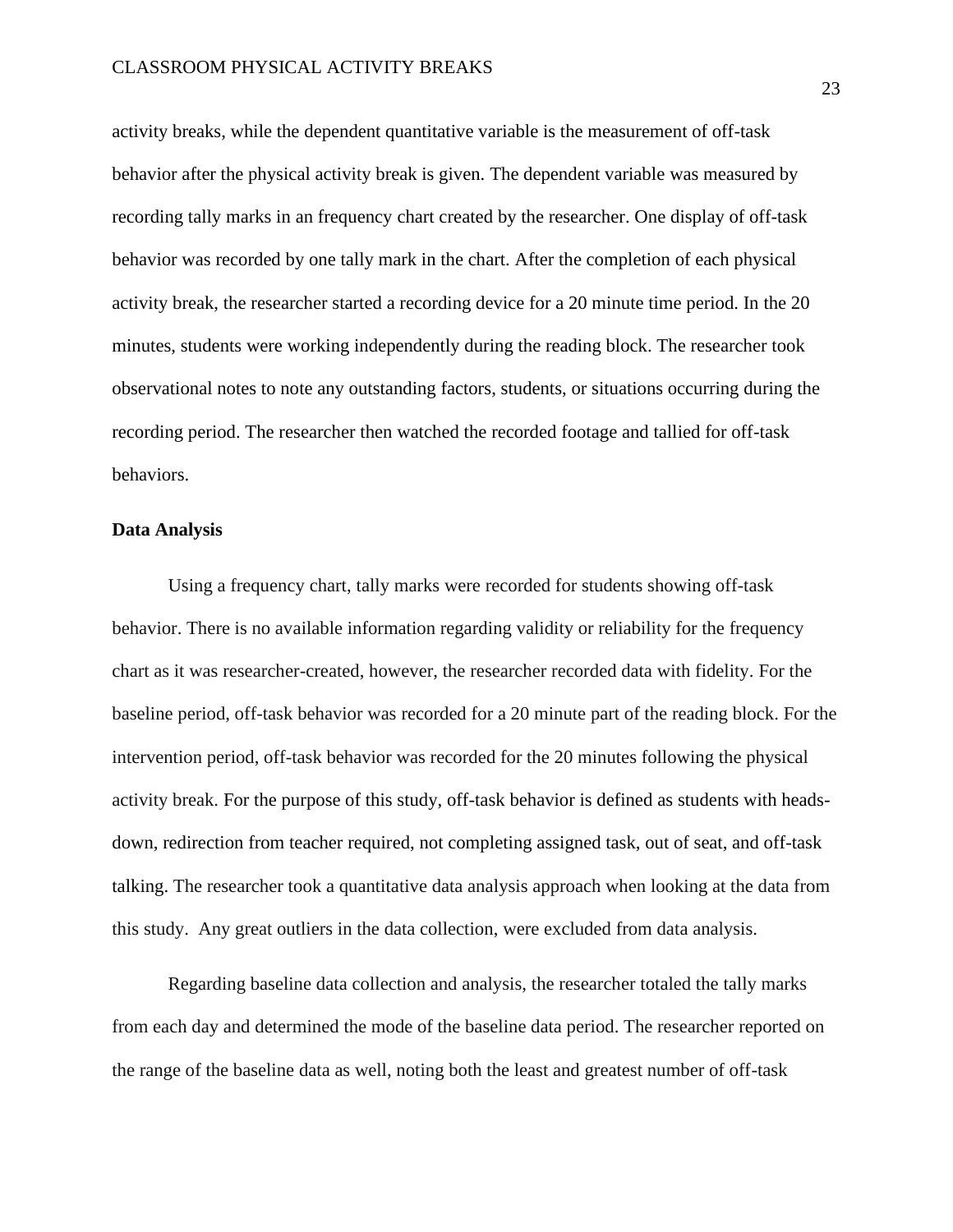activity breaks, while the dependent quantitative variable is the measurement of off-task behavior after the physical activity break is given. The dependent variable was measured by recording tally marks in an frequency chart created by the researcher. One display of off-task behavior was recorded by one tally mark in the chart. After the completion of each physical activity break, the researcher started a recording device for a 20 minute time period. In the 20 minutes, students were working independently during the reading block. The researcher took observational notes to note any outstanding factors, students, or situations occurring during the recording period. The researcher then watched the recorded footage and tallied for off-task behaviors.

**Data Analysis**

Using a frequency chart, tally marks were recorded for students showing off-task behavior. There is no available information regarding validity or reliability for the frequency chart as it was researcher-created, however, the researcher recorded data with fidelity. For the baseline period, off-task behavior was recorded for a 20 minute part of the reading block. For the intervention period, off-task behavior was recorded for the 20 minutes following the physical activity break. For the purpose of this study, off-task behavior is defined as students with heads-down, redirection from teacher required, not completing assigned task, out of seat, and off-task talking. The researcher took a quantitative data analysis approach when looking at the data from this study. Any great outliers in the data collection, were excluded from data analysis.

Regarding baseline data collection and analysis, the researcher totaled the tally marks from each day and determined the mode of the baseline data period. The researcher reported on the range of the baseline data as well, noting both the least and greatest number of off-task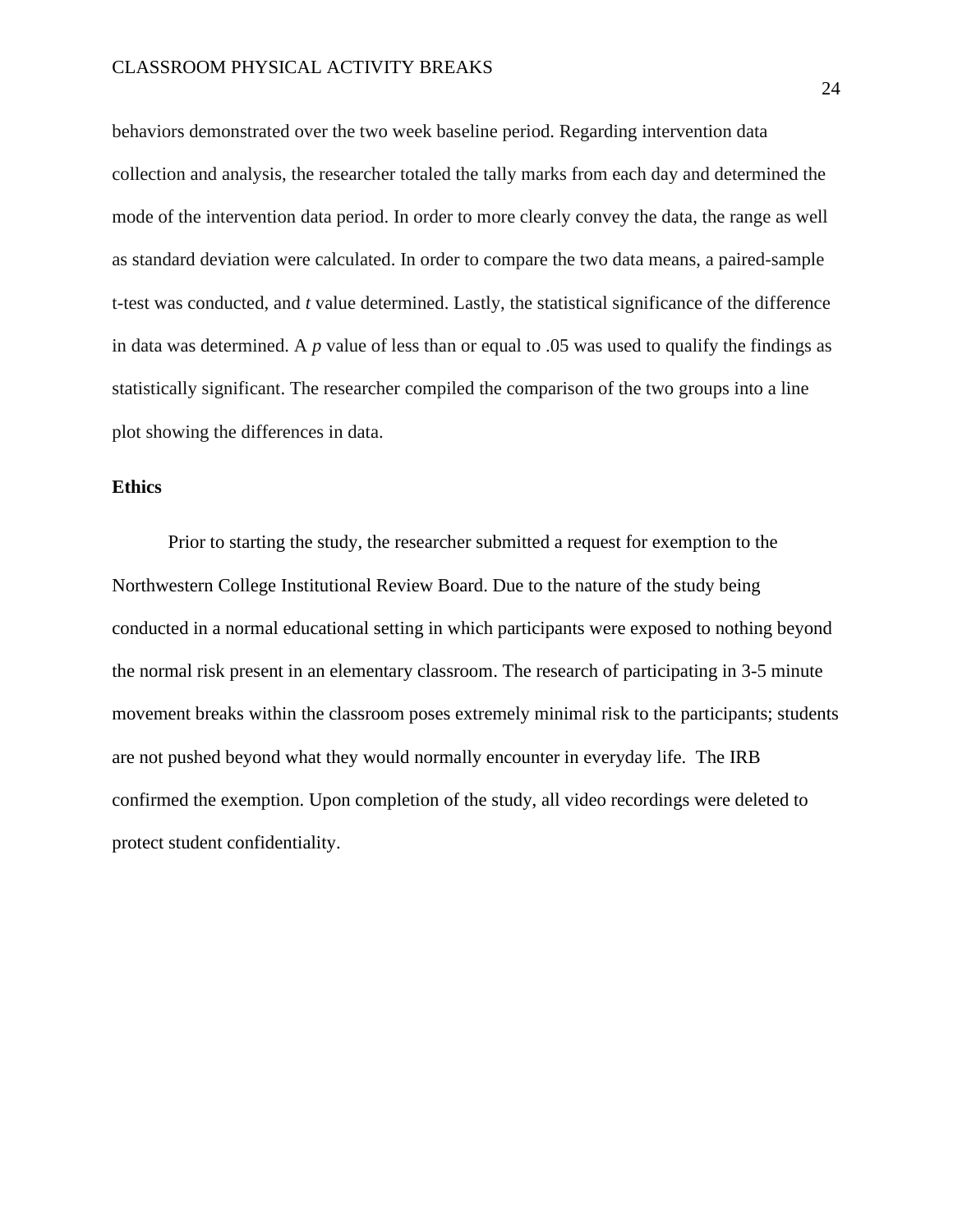behaviors demonstrated over the two week baseline period. Regarding intervention data collection and analysis, the researcher totaled the tally marks from each day and determined the mode of the intervention data period. In order to more clearly convey the data, the range as well as standard deviation were calculated. In order to compare the two data means, a paired-sample t-test was conducted, and $t$ value determined. Lastly, the statistical significance of the difference in data was determined. A $p$ value of less than or equal to .05 was used to qualify the findings as statistically significant. The researcher compiled the comparison of the two groups into a line plot showing the differences in data.

**Ethics**

Prior to starting the study, the researcher submitted a request for exemption to the Northwestern College Institutional Review Board. Due to the nature of the study being conducted in a normal educational setting in which participants were exposed to nothing beyond the normal risk present in an elementary classroom. The research of participating in 3-5 minute movement breaks within the classroom poses extremely minimal risk to the participants; students are not pushed beyond what they would normally encounter in everyday life. The IRB confirmed the exemption. Upon completion of the study, all video recordings were deleted to protect student confidentiality.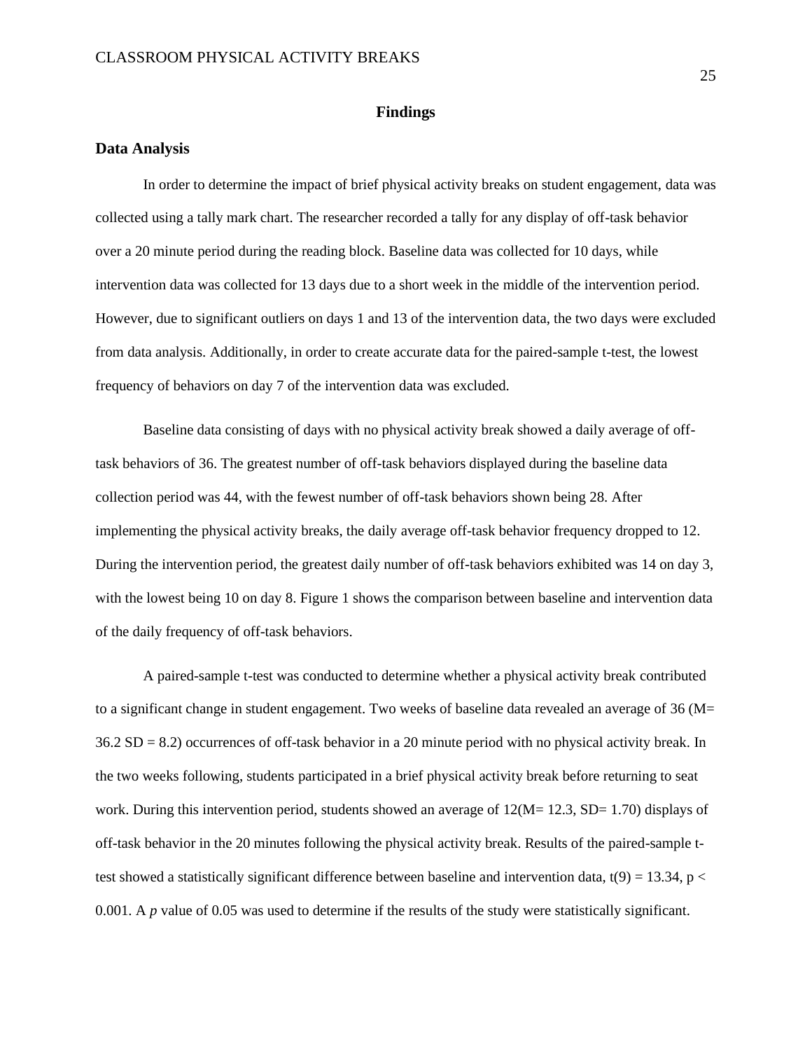## Findings

### Data Analysis

In order to determine the impact of brief physical activity breaks on student engagement, data was collected using a tally mark chart. The researcher recorded a tally for any display of off-task behavior over a 20 minute period during the reading block. Baseline data was collected for 10 days, while intervention data was collected for 13 days due to a short week in the middle of the intervention period. However, due to significant outliers on days 1 and 13 of the intervention data, the two days were excluded from data analysis. Additionally, in order to create accurate data for the paired-sample t-test, the lowest frequency of behaviors on day 7 of the intervention data was excluded.

Baseline data consisting of days with no physical activity break showed a daily average of off-task behaviors of 36. The greatest number of off-task behaviors displayed during the baseline data collection period was 44, with the fewest number of off-task behaviors shown being 28. After implementing the physical activity breaks, the daily average off-task behavior frequency dropped to 12. During the intervention period, the greatest daily number of off-task behaviors exhibited was 14 on day 3, with the lowest being 10 on day 8. Figure 1 shows the comparison between baseline and intervention data of the daily frequency of off-task behaviors.

A paired-sample t-test was conducted to determine whether a physical activity break contributed to a significant change in student engagement. Two weeks of baseline data revealed an average of 36 ($M = 36.2$ $SD = 8.2$) occurrences of off-task behavior in a 20 minute period with no physical activity break. In the two weeks following, students participated in a brief physical activity break before returning to seat work. During this intervention period, students showed an average of 12($M = 12.3$, $SD = 1.70$) displays of off-task behavior in the 20 minutes following the physical activity break. Results of the paired-sample t-test showed a statistically significant difference between baseline and intervention data, $t(9) = 13.34$, $p < 0.001$. A *p* value of 0.05 was used to determine if the results of the study were statistically significant.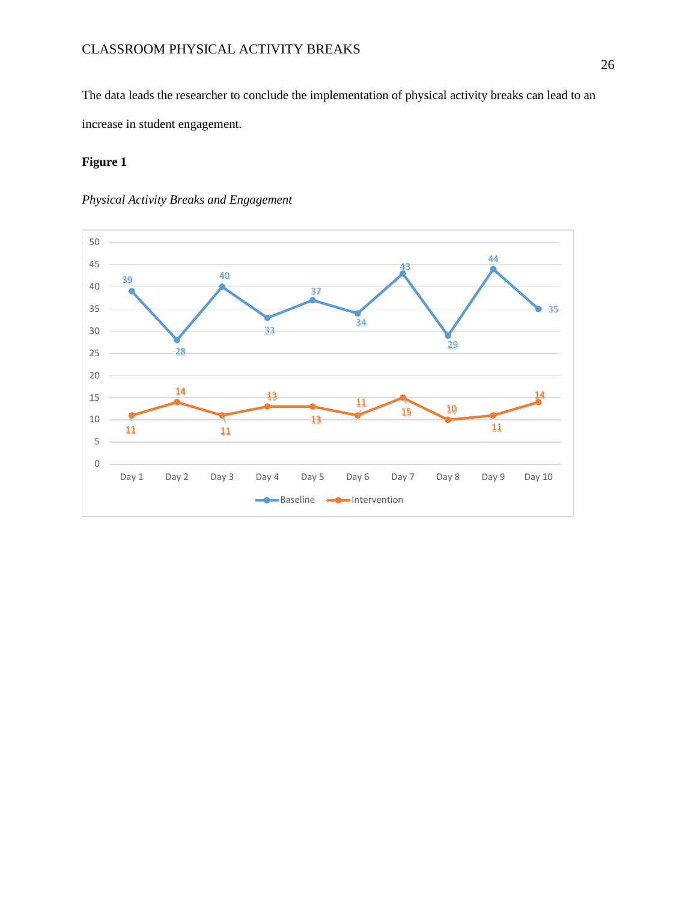The data leads the researcher to conclude the implementation of physical activity breaks can lead to an increase in student engagement.

**Figure 1**

*Physical Activity Breaks and Engagement*

| | Day 1 | Day 2 | Day 3 | Day 4 | Day 5 | Day 6 | Day 7 | Day 8 | Day 9 | Day 10 |
|---|---|---|---|---|---|---|---|---|---|---|
| Baseline | 39 | 28 | 40 | 33 | 37 | 34 | 43 | 29 | 44 | 35 |
| Intervention | 11 | 14 | 11 | 13 | 13 | 11 | 15 | 10 | 11 | 14 |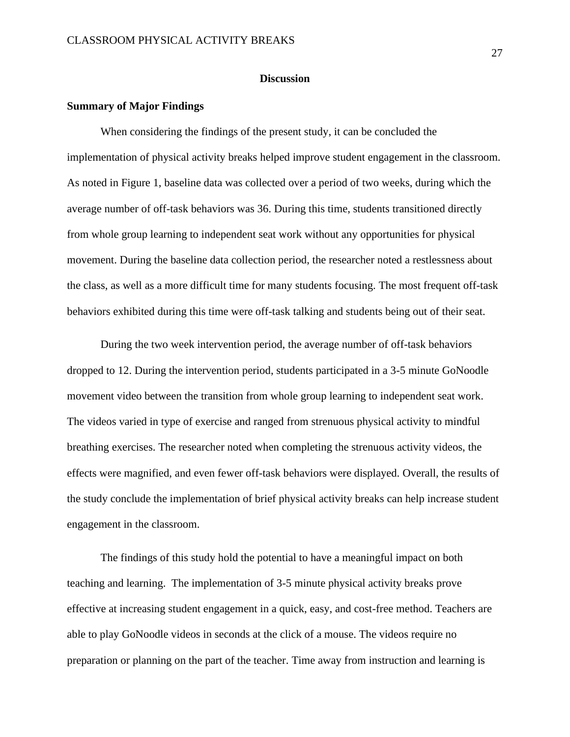# Discussion

## Summary of Major Findings

When considering the findings of the present study, it can be concluded the implementation of physical activity breaks helped improve student engagement in the classroom. As noted in Figure 1, baseline data was collected over a period of two weeks, during which the average number of off-task behaviors was 36. During this time, students transitioned directly from whole group learning to independent seat work without any opportunities for physical movement. During the baseline data collection period, the researcher noted a restlessness about the class, as well as a more difficult time for many students focusing. The most frequent off-task behaviors exhibited during this time were off-task talking and students being out of their seat.

During the two week intervention period, the average number of off-task behaviors dropped to 12. During the intervention period, students participated in a 3-5 minute GoNoodle movement video between the transition from whole group learning to independent seat work. The videos varied in type of exercise and ranged from strenuous physical activity to mindful breathing exercises. The researcher noted when completing the strenuous activity videos, the effects were magnified, and even fewer off-task behaviors were displayed. Overall, the results of the study conclude the implementation of brief physical activity breaks can help increase student engagement in the classroom.

The findings of this study hold the potential to have a meaningful impact on both teaching and learning. The implementation of 3-5 minute physical activity breaks prove effective at increasing student engagement in a quick, easy, and cost-free method. Teachers are able to play GoNoodle videos in seconds at the click of a mouse. The videos require no preparation or planning on the part of the teacher. Time away from instruction and learning is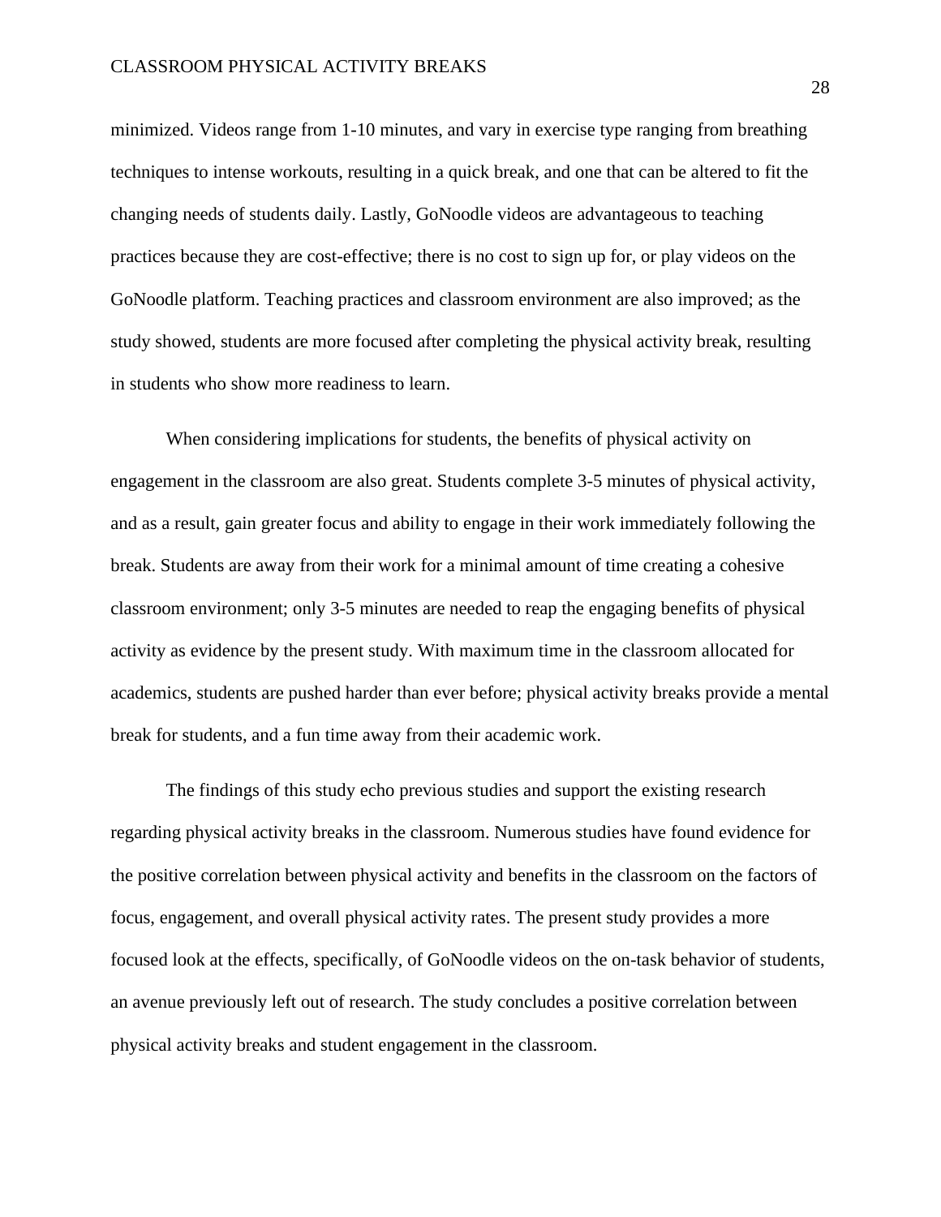minimized. Videos range from 1-10 minutes, and vary in exercise type ranging from breathing techniques to intense workouts, resulting in a quick break, and one that can be altered to fit the changing needs of students daily. Lastly, GoNoodle videos are advantageous to teaching practices because they are cost-effective; there is no cost to sign up for, or play videos on the GoNoodle platform. Teaching practices and classroom environment are also improved; as the study showed, students are more focused after completing the physical activity break, resulting in students who show more readiness to learn.

When considering implications for students, the benefits of physical activity on engagement in the classroom are also great. Students complete 3-5 minutes of physical activity, and as a result, gain greater focus and ability to engage in their work immediately following the break. Students are away from their work for a minimal amount of time creating a cohesive classroom environment; only 3-5 minutes are needed to reap the engaging benefits of physical activity as evidence by the present study. With maximum time in the classroom allocated for academics, students are pushed harder than ever before; physical activity breaks provide a mental break for students, and a fun time away from their academic work.

The findings of this study echo previous studies and support the existing research regarding physical activity breaks in the classroom. Numerous studies have found evidence for the positive correlation between physical activity and benefits in the classroom on the factors of focus, engagement, and overall physical activity rates. The present study provides a more focused look at the effects, specifically, of GoNoodle videos on the on-task behavior of students, an avenue previously left out of research. The study concludes a positive correlation between physical activity breaks and student engagement in the classroom.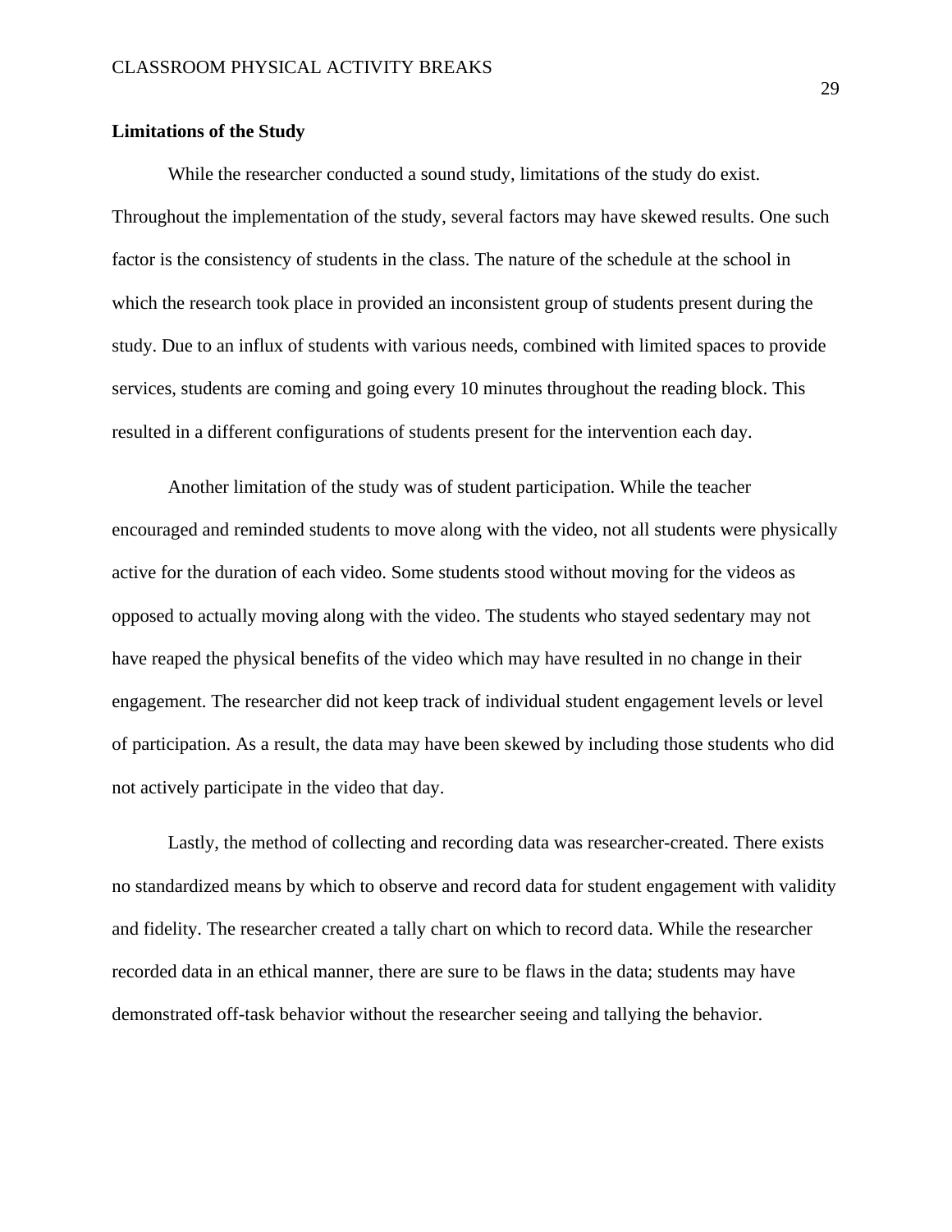**Limitations of the Study**

While the researcher conducted a sound study, limitations of the study do exist. Throughout the implementation of the study, several factors may have skewed results. One such factor is the consistency of students in the class. The nature of the schedule at the school in which the research took place in provided an inconsistent group of students present during the study. Due to an influx of students with various needs, combined with limited spaces to provide services, students are coming and going every 10 minutes throughout the reading block. This resulted in a different configurations of students present for the intervention each day.

Another limitation of the study was of student participation. While the teacher encouraged and reminded students to move along with the video, not all students were physically active for the duration of each video. Some students stood without moving for the videos as opposed to actually moving along with the video. The students who stayed sedentary may not have reaped the physical benefits of the video which may have resulted in no change in their engagement. The researcher did not keep track of individual student engagement levels or level of participation. As a result, the data may have been skewed by including those students who did not actively participate in the video that day.

Lastly, the method of collecting and recording data was researcher-created. There exists no standardized means by which to observe and record data for student engagement with validity and fidelity. The researcher created a tally chart on which to record data. While the researcher recorded data in an ethical manner, there are sure to be flaws in the data; students may have demonstrated off-task behavior without the researcher seeing and tallying the behavior.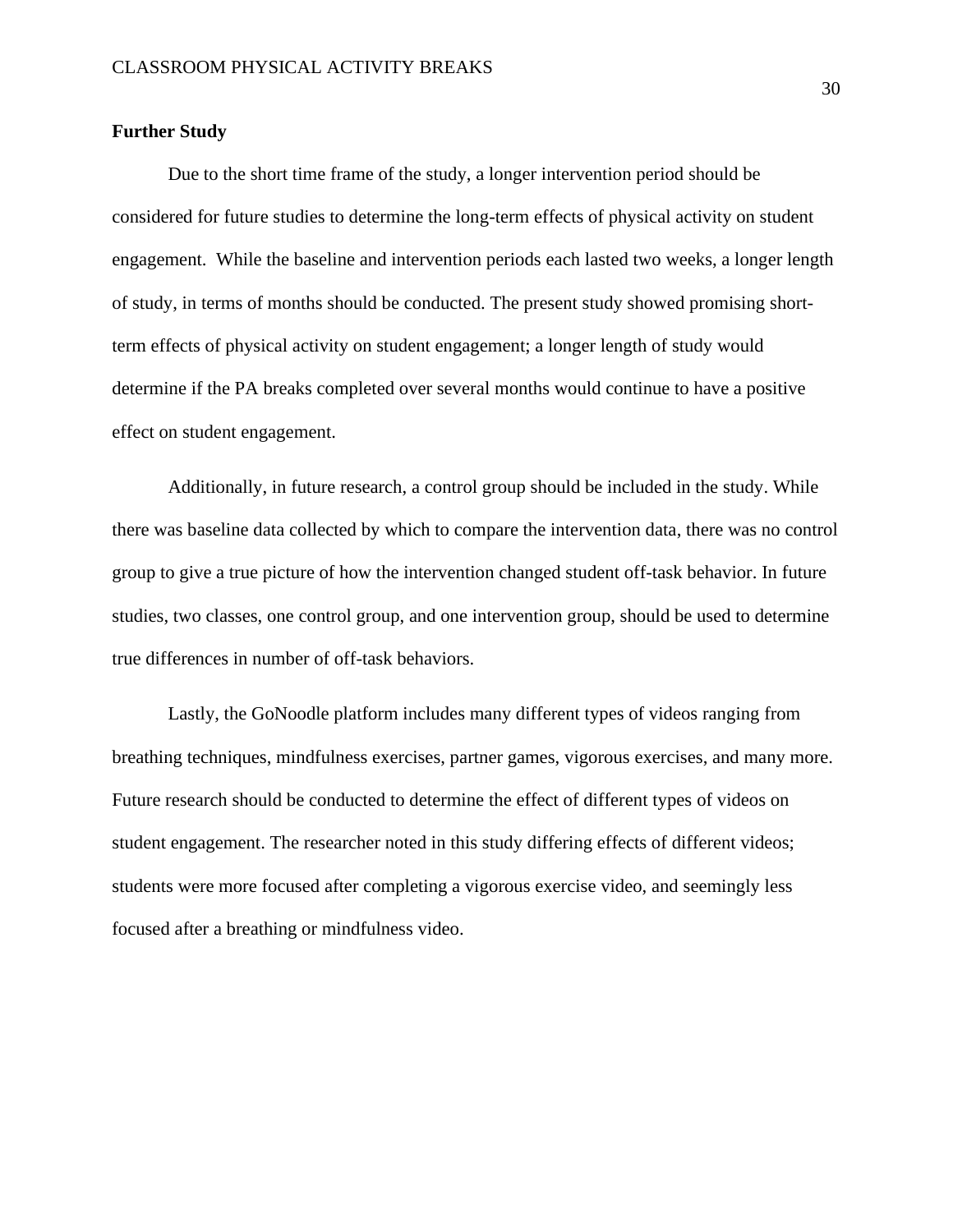**Further Study**

Due to the short time frame of the study, a longer intervention period should be considered for future studies to determine the long-term effects of physical activity on student engagement. While the baseline and intervention periods each lasted two weeks, a longer length of study, in terms of months should be conducted. The present study showed promising short-term effects of physical activity on student engagement; a longer length of study would determine if the PA breaks completed over several months would continue to have a positive effect on student engagement.

Additionally, in future research, a control group should be included in the study. While there was baseline data collected by which to compare the intervention data, there was no control group to give a true picture of how the intervention changed student off-task behavior. In future studies, two classes, one control group, and one intervention group, should be used to determine true differences in number of off-task behaviors.

Lastly, the GoNoodle platform includes many different types of videos ranging from breathing techniques, mindfulness exercises, partner games, vigorous exercises, and many more. Future research should be conducted to determine the effect of different types of videos on student engagement. The researcher noted in this study differing effects of different videos; students were more focused after completing a vigorous exercise video, and seemingly less focused after a breathing or mindfulness video.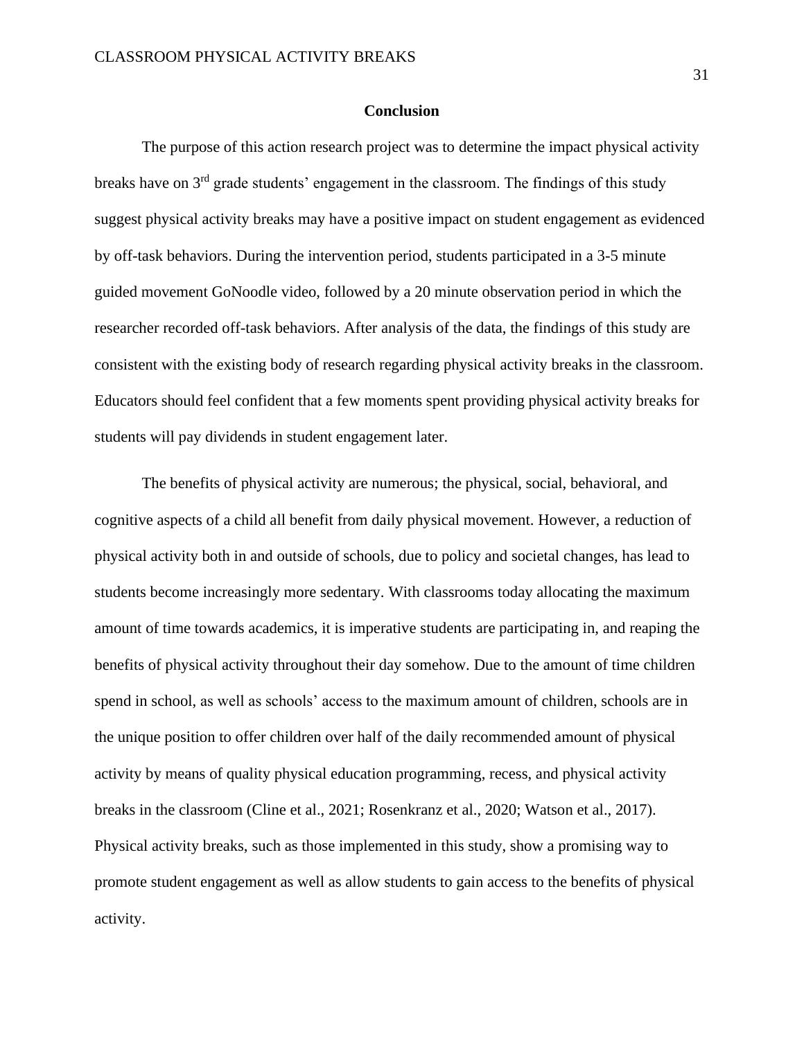## Conclusion

The purpose of this action research project was to determine the impact physical activity breaks have on 3rd grade students' engagement in the classroom. The findings of this study suggest physical activity breaks may have a positive impact on student engagement as evidenced by off-task behaviors. During the intervention period, students participated in a 3-5 minute guided movement GoNoodle video, followed by a 20 minute observation period in which the researcher recorded off-task behaviors. After analysis of the data, the findings of this study are consistent with the existing body of research regarding physical activity breaks in the classroom. Educators should feel confident that a few moments spent providing physical activity breaks for students will pay dividends in student engagement later.

The benefits of physical activity are numerous; the physical, social, behavioral, and cognitive aspects of a child all benefit from daily physical movement. However, a reduction of physical activity both in and outside of schools, due to policy and societal changes, has lead to students become increasingly more sedentary. With classrooms today allocating the maximum amount of time towards academics, it is imperative students are participating in, and reaping the benefits of physical activity throughout their day somehow. Due to the amount of time children spend in school, as well as schools' access to the maximum amount of children, schools are in the unique position to offer children over half of the daily recommended amount of physical activity by means of quality physical education programming, recess, and physical activity breaks in the classroom (Cline et al., 2021; Rosenkranz et al., 2020; Watson et al., 2017). Physical activity breaks, such as those implemented in this study, show a promising way to promote student engagement as well as allow students to gain access to the benefits of physical activity.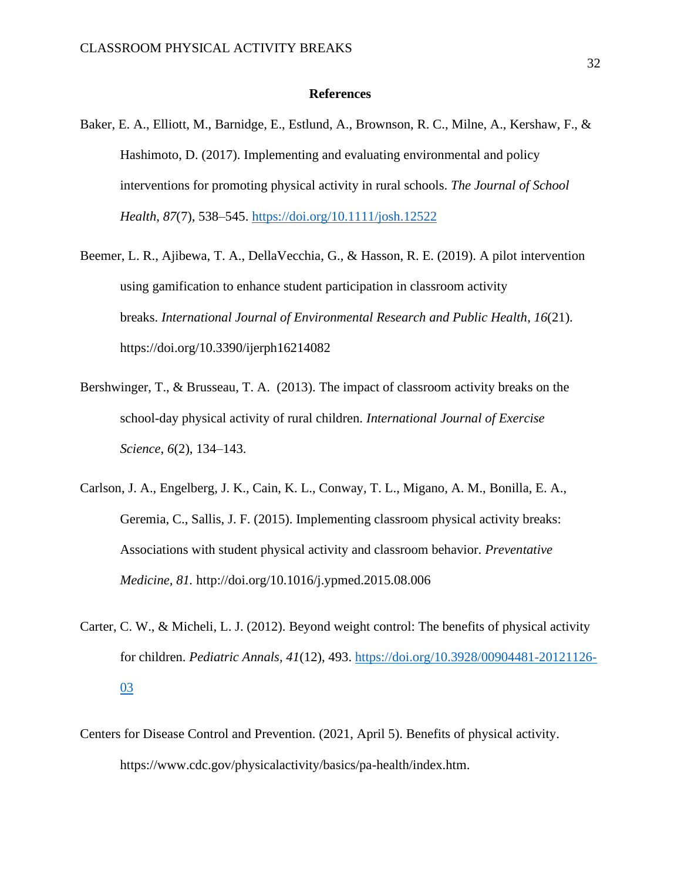## References

Baker, E. A., Elliott, M., Barnidge, E., Estlund, A., Brownson, R. C., Milne, A., Kershaw, F., & Hashimoto, D. (2017). Implementing and evaluating environmental and policy interventions for promoting physical activity in rural schools. *The Journal of School Health*, *87*(7), 538–545. https://doi.org/10.1111/josh.12522

Beemer, L. R., Ajibewa, T. A., DellaVecchia, G., & Hasson, R. E. (2019). A pilot intervention using gamification to enhance student participation in classroom activity breaks. *International Journal of Environmental Research and Public Health*, *16*(21). https://doi.org/10.3390/ijerph16214082

Bershwinger, T., & Brusseau, T. A.  (2013). The impact of classroom activity breaks on the school-day physical activity of rural children. *International Journal of Exercise Science*, *6*(2), 134–143.

Carlson, J. A., Engelberg, J. K., Cain, K. L., Conway, T. L., Migano, A. M., Bonilla, E. A., Geremia, C., Sallis, J. F. (2015). Implementing classroom physical activity breaks: Associations with student physical activity and classroom behavior. *Preventative Medicine, 81.* http://doi.org/10.1016/j.ypmed.2015.08.006

Carter, C. W., & Micheli, L. J. (2012). Beyond weight control: The benefits of physical activity for children. *Pediatric Annals, 41*(12), 493. https://doi.org/10.3928/00904481-20121126-03

Centers for Disease Control and Prevention. (2021, April 5). Benefits of physical activity. https://www.cdc.gov/physicalactivity/basics/pa-health/index.htm.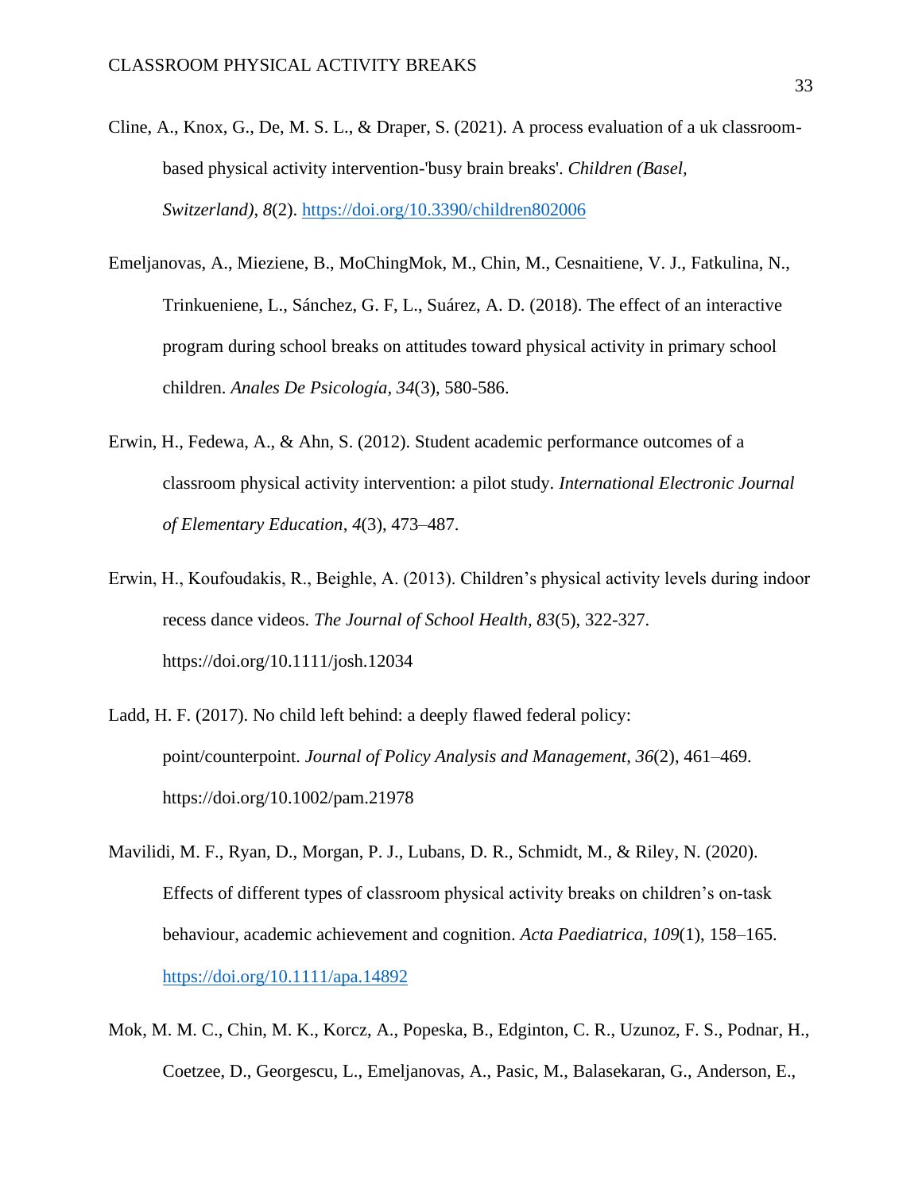Cline, A., Knox, G., De, M. S. L., & Draper, S. (2021). A process evaluation of a uk classroom-based physical activity intervention-'busy brain breaks'. *Children (Basel, Switzerland)*, *8*(2). https://doi.org/10.3390/children802006

Emeljanovas, A., Mieziene, B., MoChingMok, M., Chin, M., Cesnaitiene, V. J., Fatkulina, N., Trinkueniene, L., Sánchez, G. F, L., Suárez, A. D. (2018). The effect of an interactive program during school breaks on attitudes toward physical activity in primary school children. *Anales De Psicología*, *34*(3), 580-586.

Erwin, H., Fedewa, A., & Ahn, S. (2012). Student academic performance outcomes of a classroom physical activity intervention: a pilot study. *International Electronic Journal of Elementary Education*, *4*(3), 473–487.

Erwin, H., Koufoudakis, R., Beighle, A. (2013). Children's physical activity levels during indoor recess dance videos. *The Journal of School Health, 83*(5), 322-327. https://doi.org/10.1111/josh.12034

Ladd, H. F. (2017). No child left behind: a deeply flawed federal policy: point/counterpoint. *Journal of Policy Analysis and Management*, *36*(2), 461–469. https://doi.org/10.1002/pam.21978

Mavilidi, M. F., Ryan, D., Morgan, P. J., Lubans, D. R., Schmidt, M., & Riley, N. (2020). Effects of different types of classroom physical activity breaks on children's on-task behaviour, academic achievement and cognition. *Acta Paediatrica*, *109*(1), 158–165. https://doi.org/10.1111/apa.14892

Mok, M. M. C., Chin, M. K., Korcz, A., Popeska, B., Edginton, C. R., Uzunoz, F. S., Podnar, H., Coetzee, D., Georgescu, L., Emeljanovas, A., Pasic, M., Balasekaran, G., Anderson, E.,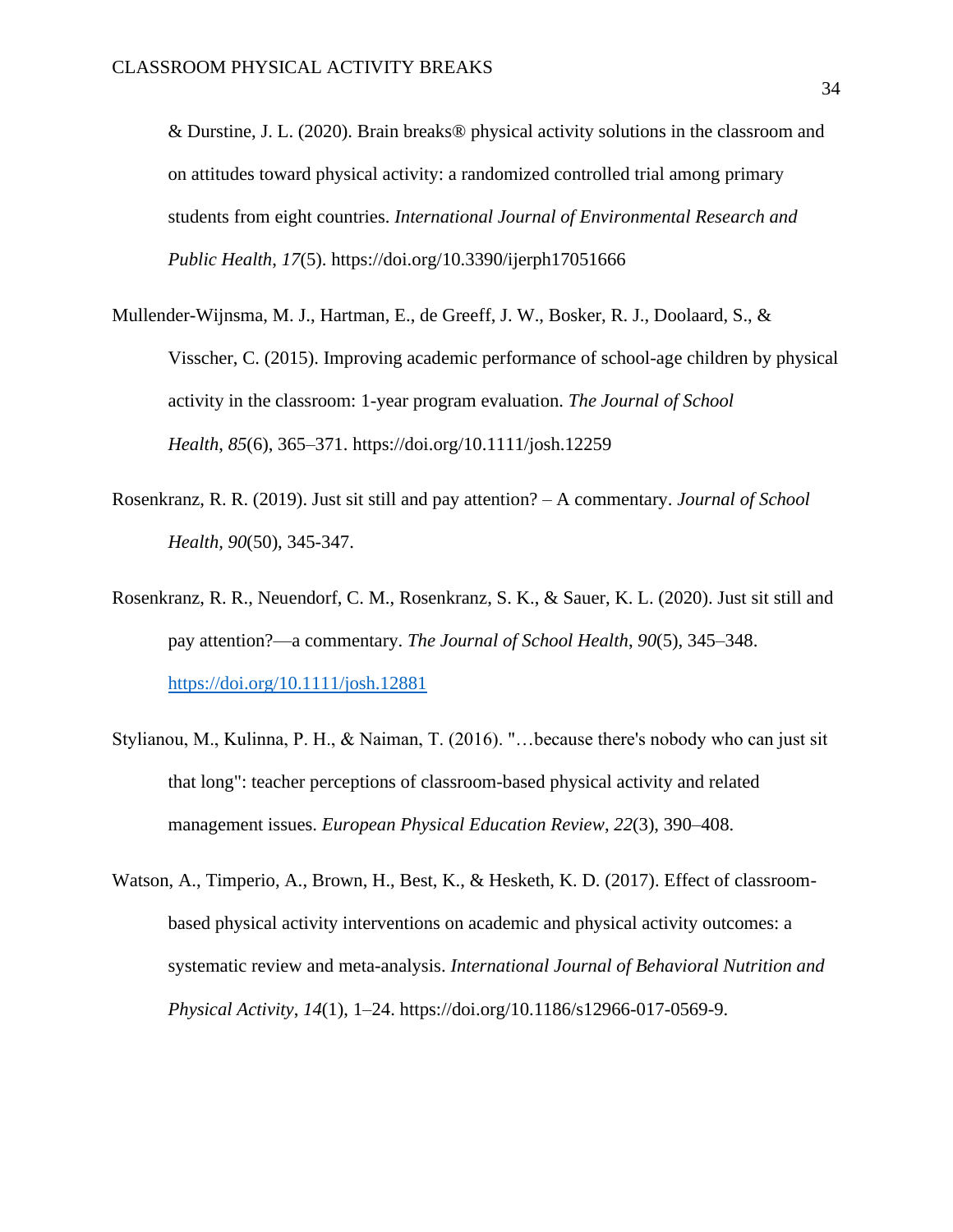& Durstine, J. L. (2020). Brain breaks® physical activity solutions in the classroom and on attitudes toward physical activity: a randomized controlled trial among primary students from eight countries. *International Journal of Environmental Research and Public Health*, *17*(5). https://doi.org/10.3390/ijerph17051666

Mullender-Wijnsma, M. J., Hartman, E., de Greeff, J. W., Bosker, R. J., Doolaard, S., & Visscher, C. (2015). Improving academic performance of school-age children by physical activity in the classroom: 1-year program evaluation. *The Journal of School Health*, *85*(6), 365–371. https://doi.org/10.1111/josh.12259

Rosenkranz, R. R. (2019). Just sit still and pay attention? – A commentary. *Journal of School Health*, *90*(50), 345-347.

Rosenkranz, R. R., Neuendorf, C. M., Rosenkranz, S. K., & Sauer, K. L. (2020). Just sit still and pay attention?—a commentary. *The Journal of School Health*, *90*(5), 345–348. https://doi.org/10.1111/josh.12881

Stylianou, M., Kulinna, P. H., & Naiman, T. (2016). "…because there's nobody who can just sit that long": teacher perceptions of classroom-based physical activity and related management issues. *European Physical Education Review*, *22*(3), 390–408.

Watson, A., Timperio, A., Brown, H., Best, K., & Hesketh, K. D. (2017). Effect of classroom-based physical activity interventions on academic and physical activity outcomes: a systematic review and meta-analysis. *International Journal of Behavioral Nutrition and Physical Activity*, *14*(1), 1–24. https://doi.org/10.1186/s12966-017-0569-9.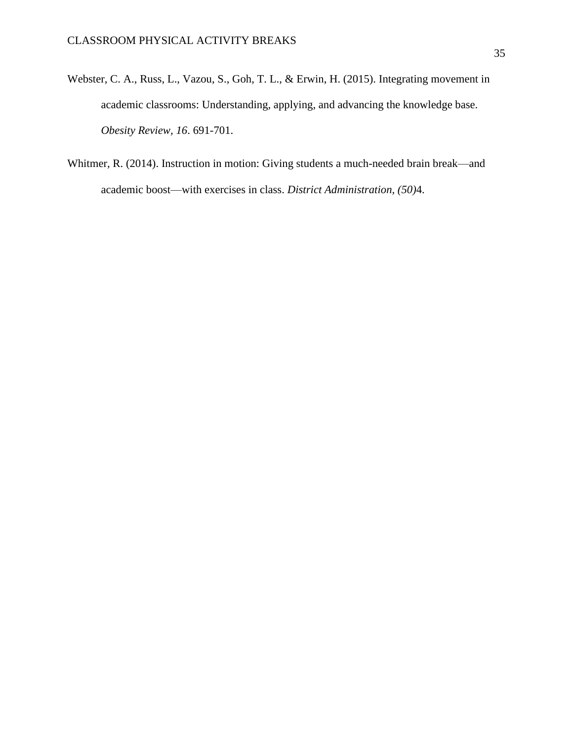Webster, C. A., Russ, L., Vazou, S., Goh, T. L., & Erwin, H. (2015). Integrating movement in academic classrooms: Understanding, applying, and advancing the knowledge base. *Obesity Review*, *16*. 691-701.

Whitmer, R. (2014). Instruction in motion: Giving students a much-needed brain break—and academic boost—with exercises in class. *District Administration*, *(50)*4.